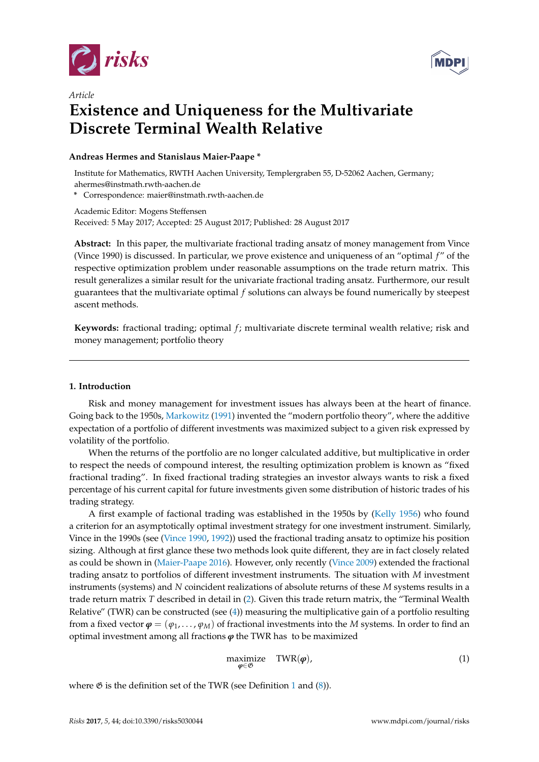*Article*

# Existence and Uniqueness for the Multivariate Discrete Terminal Wealth Relative

**Andreas Hermes and Stanislaus Maier-Paape ***

Institute for Mathematics, RWTH Aachen University, Templergraben 55, D-52062 Aachen, Germany; ahermes@instmath.rwth-aachen.de

* Correspondence: maier@instmath.rwth-aachen.de

Academic Editor: Mogens Steffensen
Received: 5 May 2017; Accepted: 25 August 2017; Published: 28 August 2017

**Abstract:** In this paper, the multivariate fractional trading ansatz of money management from Vince (Vince 1990) is discussed. In particular, we prove existence and uniqueness of an "optimal $f$" of the respective optimization problem under reasonable assumptions on the trade return matrix. This result generalizes a similar result for the univariate fractional trading ansatz. Furthermore, our result guarantees that the multivariate optimal $f$ solutions can always be found numerically by steepest ascent methods.

**Keywords:** fractional trading; optimal $f$; multivariate discrete terminal wealth relative; risk and money management; portfolio theory

## 1. Introduction

Risk and money management for investment issues has always been at the heart of finance. Going back to the 1950s, Markowitz (1991) invented the "modern portfolio theory", where the additive expectation of a portfolio of different investments was maximized subject to a given risk expressed by volatility of the portfolio.

When the returns of the portfolio are no longer calculated additive, but multiplicative in order to respect the needs of compound interest, the resulting optimization problem is known as "fixed fractional trading". In fixed fractional trading strategies an investor always wants to risk a fixed percentage of his current capital for future investments given some distribution of historic trades of his trading strategy.

A first example of factional trading was established in the 1950s by (Kelly 1956) who found a criterion for an asymptotically optimal investment strategy for one investment instrument. Similarly, Vince in the 1990s (see (Vince 1990, 1992)) used the fractional trading ansatz to optimize his position sizing. Although at first glance these two methods look quite different, they are in fact closely related as could be shown in (Maier-Paape 2016). However, only recently (Vince 2009) extended the fractional trading ansatz to portfolios of different investment instruments. The situation with $M$ investment instruments (systems) and $N$ coincident realizations of absolute returns of these $M$ systems results in a trade return matrix $T$ described in detail in (2). Given this trade return matrix, the "Terminal Wealth Relative" (TWR) can be constructed (see (4)) measuring the multiplicative gain of a portfolio resulting from a fixed vector $\boldsymbol{\varphi} = (\varphi_1, \ldots, \varphi_M)$ of fractional investments into the $M$ systems. In order to find an optimal investment among all fractions $\boldsymbol{\varphi}$ the TWR has to be maximized

$$\underset{\boldsymbol{\varphi} \in \mathfrak{G}}{\text{maximize}} \quad \text{TWR}(\boldsymbol{\varphi}), \tag{1}$$

where $\mathfrak{G}$ is the definition set of the TWR (see Definition 1 and (8)).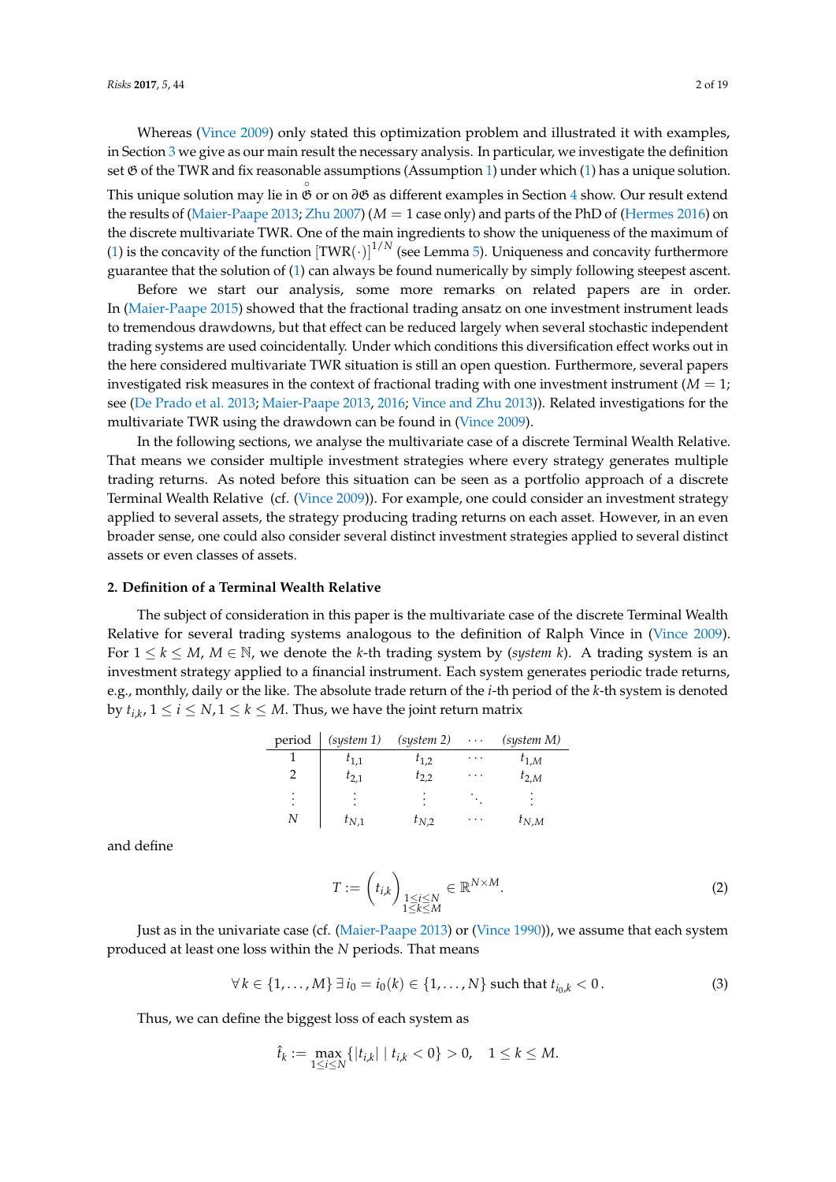Whereas (Vince 2009) only stated this optimization problem and illustrated it with examples, in Section 3 we give as our main result the necessary analysis. In particular, we investigate the definition set $\mathfrak{G}$ of the TWR and fix reasonable assumptions (Assumption 1) under which (1) has a unique solution. This unique solution may lie in $\overset{\circ}{\mathfrak{G}}$ or on $\partial\mathfrak{G}$ as different examples in Section 4 show. Our result extend the results of (Maier-Paape 2013; Zhu 2007) ($M = 1$ case only) and parts of the PhD of (Hermes 2016) on the discrete multivariate TWR. One of the main ingredients to show the uniqueness of the maximum of (1) is the concavity of the function $[\text{TWR}(\cdot)]^{1/N}$ (see Lemma 5). Uniqueness and concavity furthermore guarantee that the solution of (1) can always be found numerically by simply following steepest ascent.

Before we start our analysis, some more remarks on related papers are in order. In (Maier-Paape 2015) showed that the fractional trading ansatz on one investment instrument leads to tremendous drawdowns, but that effect can be reduced largely when several stochastic independent trading systems are used coincidentally. Under which conditions this diversification effect works out in the here considered multivariate TWR situation is still an open question. Furthermore, several papers investigated risk measures in the context of fractional trading with one investment instrument ($M = 1$; see (De Prado et al. 2013; Maier-Paape 2013, 2016; Vince and Zhu 2013)). Related investigations for the multivariate TWR using the drawdown can be found in (Vince 2009).

In the following sections, we analyse the multivariate case of a discrete Terminal Wealth Relative. That means we consider multiple investment strategies where every strategy generates multiple trading returns. As noted before this situation can be seen as a portfolio approach of a discrete Terminal Wealth Relative (cf. (Vince 2009)). For example, one could consider an investment strategy applied to several assets, the strategy producing trading returns on each asset. However, in an even broader sense, one could also consider several distinct investment strategies applied to several distinct assets or even classes of assets.

## 2. Definition of a Terminal Wealth Relative

The subject of consideration in this paper is the multivariate case of the discrete Terminal Wealth Relative for several trading systems analogous to the definition of Ralph Vince in (Vince 2009). For $1 \leq k \leq M$, $M \in \mathbb{N}$, we denote the $k$-th trading system by (*system k*). A trading system is an investment strategy applied to a financial instrument. Each system generates periodic trade returns, e.g., monthly, daily or the like. The absolute trade return of the $i$-th period of the $k$-th system is denoted by $t_{i,k}$, $1 \leq i \leq N, 1 \leq k \leq M$. Thus, we have the joint return matrix

| period | (*system 1*) | (*system 2*) | $\cdots$ | (*system M*) |
|---|---|---|---|---|
| 1 | $t_{1,1}$ | $t_{1,2}$ | $\cdots$ | $t_{1,M}$ |
| 2 | $t_{2,1}$ | $t_{2,2}$ | $\cdots$ | $t_{2,M}$ |
| $\vdots$ | $\vdots$ | $\vdots$ | $\ddots$ | $\vdots$ |
| $N$ | $t_{N,1}$ | $t_{N,2}$ | $\cdots$ | $t_{N,M}$ |

and define

$$T := \left( t_{i,k} \right)_{\substack{1 \leq i \leq N \\ 1 \leq k \leq M}} \in \mathbb{R}^{N \times M}. \tag{2}$$

Just as in the univariate case (cf. (Maier-Paape 2013) or (Vince 1990)), we assume that each system produced at least one loss within the $N$ periods. That means

$$\forall\, k \in \{1, \ldots, M\}\ \exists\, i_0 = i_0(k) \in \{1, \ldots, N\} \text{ such that } t_{i_0,k} < 0\,. \tag{3}$$

Thus, we can define the biggest loss of each system as

$$\hat{t}_k := \max_{1 \leq i \leq N} \{ |t_{i,k}| \mid t_{i,k} < 0 \} > 0, \quad 1 \leq k \leq M.$$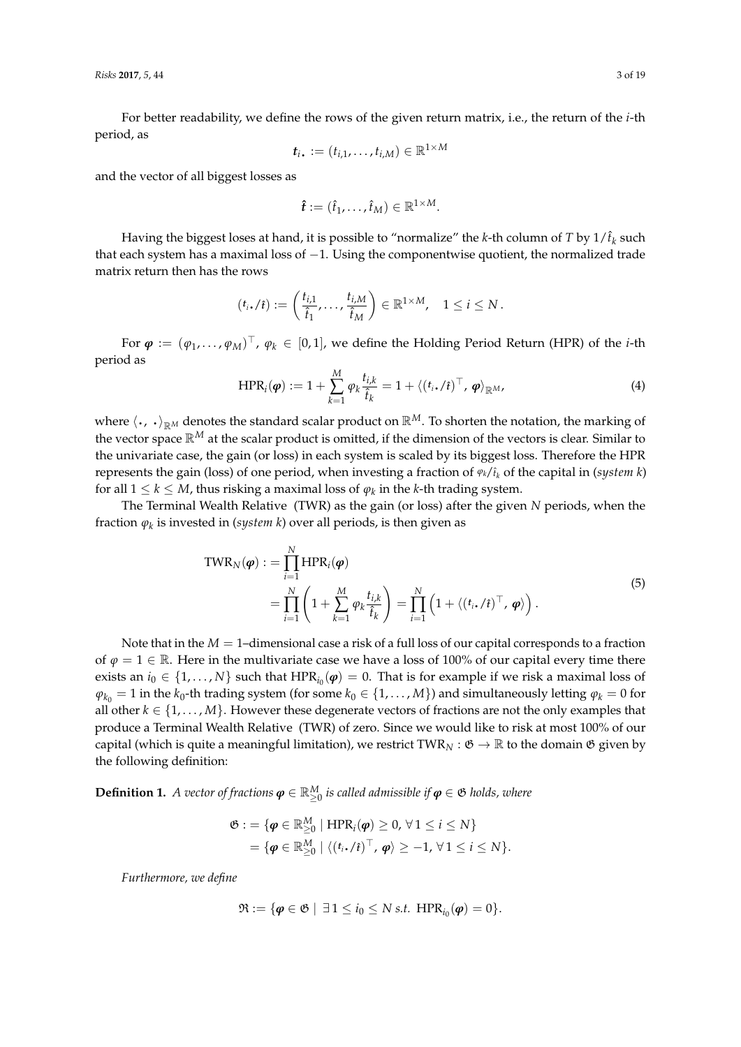For better readability, we define the rows of the given return matrix, i.e., the return of the $i$-th period, as

$$\boldsymbol{t}_{i\,\bullet} := (t_{i,1}, \ldots, t_{i,M}) \in \mathbb{R}^{1\times M}$$

and the vector of all biggest losses as

$$\hat{\boldsymbol{t}} := (\hat{t}_1, \ldots, \hat{t}_M) \in \mathbb{R}^{1\times M}.$$

Having the biggest loses at hand, it is possible to "normalize" the $k$-th column of $T$ by $1/\hat{t}_k$ such that each system has a maximal loss of $-1$. Using the componentwise quotient, the normalized trade matrix return then has the rows

$$(\boldsymbol{t}_{i\,\bullet}/\hat{\boldsymbol{t}}) := \left(\frac{t_{i,1}}{\hat{t}_1}, \ldots, \frac{t_{i,M}}{\hat{t}_M}\right) \in \mathbb{R}^{1\times M}, \quad 1 \le i \le N\,.$$

For $\boldsymbol{\varphi} := (\varphi_1, \ldots, \varphi_M)^\top$, $\varphi_k \in [0,1]$, we define the Holding Period Return (HPR) of the $i$-th period as

$$\mathrm{HPR}_i(\boldsymbol{\varphi}) := 1 + \sum_{k=1}^{M} \varphi_k \frac{t_{i,k}}{\hat{t}_k} = 1 + \langle (\boldsymbol{t}_{i\,\bullet}/\hat{\boldsymbol{t}})^\top, \boldsymbol{\varphi}\rangle_{\mathbb{R}^M}, \tag{4}$$

where $\langle\,\cdot\,,\,\cdot\,\rangle_{\mathbb{R}^M}$ denotes the standard scalar product on $\mathbb{R}^M$. To shorten the notation, the marking of the vector space $\mathbb{R}^M$ at the scalar product is omitted, if the dimension of the vectors is clear. Similar to the univariate case, the gain (or loss) in each system is scaled by its biggest loss. Therefore the HPR represents the gain (loss) of one period, when investing a fraction of $\varphi_k/\hat{t}_k$ of the capital in (*system k*) for all $1 \le k \le M$, thus risking a maximal loss of $\varphi_k$ in the $k$-th trading system.

The Terminal Wealth Relative (TWR) as the gain (or loss) after the given $N$ periods, when the fraction $\varphi_k$ is invested in (*system k*) over all periods, is then given as

$$\begin{aligned}
\mathrm{TWR}_N(\boldsymbol{\varphi}) :&= \prod_{i=1}^{N} \mathrm{HPR}_i(\boldsymbol{\varphi}) \\
&= \prod_{i=1}^{N} \left(1 + \sum_{k=1}^{M} \varphi_k \frac{t_{i,k}}{\hat{t}_k}\right) = \prod_{i=1}^{N} \left(1 + \langle (\boldsymbol{t}_{i\,\bullet}/\hat{\boldsymbol{t}})^\top, \boldsymbol{\varphi}\rangle\right).
\end{aligned} \tag{5}$$

Note that in the $M = 1$–dimensional case a risk of a full loss of our capital corresponds to a fraction of $\varphi = 1 \in \mathbb{R}$. Here in the multivariate case we have a loss of 100% of our capital every time there exists an $i_0 \in \{1, \ldots, N\}$ such that $\mathrm{HPR}_{i_0}(\boldsymbol{\varphi}) = 0$. That is for example if we risk a maximal loss of $\varphi_{k_0} = 1$ in the $k_0$-th trading system (for some $k_0 \in \{1, \ldots, M\}$) and simultaneously letting $\varphi_k = 0$ for all other $k \in \{1, \ldots, M\}$. However these degenerate vectors of fractions are not the only examples that produce a Terminal Wealth Relative (TWR) of zero. Since we would like to risk at most 100% of our capital (which is quite a meaningful limitation), we restrict $\mathrm{TWR}_N : \mathfrak{G} \to \mathbb{R}$ to the domain $\mathfrak{G}$ given by the following definition:

**Definition 1.** *A vector of fractions $\boldsymbol{\varphi} \in \mathbb{R}^M_{\ge 0}$ is called admissible if $\boldsymbol{\varphi} \in \mathfrak{G}$ holds, where*

$$\begin{aligned}
\mathfrak{G} :&= \{\boldsymbol{\varphi} \in \mathbb{R}^M_{\ge 0} \mid \mathrm{HPR}_i(\boldsymbol{\varphi}) \ge 0,\, \forall\, 1 \le i \le N\} \\
&= \{\boldsymbol{\varphi} \in \mathbb{R}^M_{\ge 0} \mid \langle (\boldsymbol{t}_{i\,\bullet}/\hat{\boldsymbol{t}})^\top, \boldsymbol{\varphi}\rangle \ge -1,\, \forall\, 1 \le i \le N\}.
\end{aligned}$$

*Furthermore, we define*

$$\mathfrak{R} := \{\boldsymbol{\varphi} \in \mathfrak{G} \mid \exists\, 1 \le i_0 \le N \text{ s.t. } \mathrm{HPR}_{i_0}(\boldsymbol{\varphi}) = 0\}.$$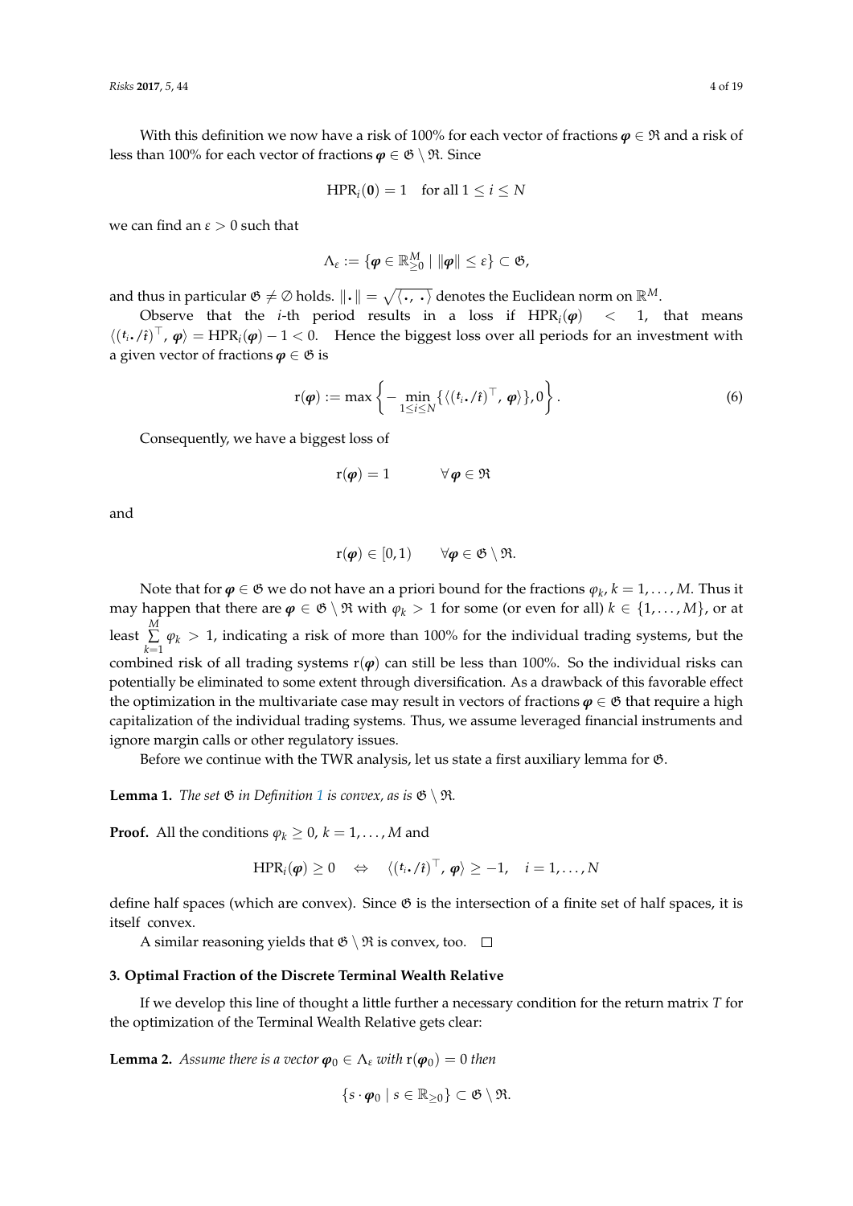With this definition we now have a risk of 100% for each vector of fractions $\boldsymbol{\varphi} \in \mathfrak{R}$ and a risk of less than 100% for each vector of fractions $\boldsymbol{\varphi} \in \mathfrak{G} \setminus \mathfrak{R}$. Since

$$\mathrm{HPR}_i(\mathbf{0}) = 1 \quad \text{for all } 1 \leq i \leq N$$

we can find an $\varepsilon > 0$ such that

$$\Lambda_\varepsilon := \{\boldsymbol{\varphi} \in \mathbb{R}^M_{\geq 0} \mid \|\boldsymbol{\varphi}\| \leq \varepsilon\} \subset \mathfrak{G},$$

and thus in particular $\mathfrak{G} \neq \emptyset$ holds. $\|\boldsymbol{\cdot}\| = \sqrt{\langle \boldsymbol{\cdot}, \boldsymbol{\cdot} \rangle}$ denotes the Euclidean norm on $\mathbb{R}^M$.

Observe that the $i$-th period results in a loss if $\mathrm{HPR}_i(\boldsymbol{\varphi}) < 1$, that means $\langle ({}^{t_{i\bullet}}/\hat{t})^\top, \boldsymbol{\varphi} \rangle = \mathrm{HPR}_i(\boldsymbol{\varphi}) - 1 < 0$. Hence the biggest loss over all periods for an investment with a given vector of fractions $\boldsymbol{\varphi} \in \mathfrak{G}$ is

$$\mathrm{r}(\boldsymbol{\varphi}) := \max\left\{ -\min_{1 \leq i \leq N} \{\langle ({}^{t_{i\bullet}}/\hat{t})^\top, \boldsymbol{\varphi} \rangle\}, 0 \right\}. \tag{6}$$

Consequently, we have a biggest loss of

$$\mathrm{r}(\boldsymbol{\varphi}) = 1 \qquad \forall\, \boldsymbol{\varphi} \in \mathfrak{R}$$

and

$$\mathrm{r}(\boldsymbol{\varphi}) \in [0, 1) \qquad \forall \boldsymbol{\varphi} \in \mathfrak{G} \setminus \mathfrak{R}.$$

Note that for $\boldsymbol{\varphi} \in \mathfrak{G}$ we do not have an a priori bound for the fractions $\varphi_k$, $k = 1, \ldots, M$. Thus it may happen that there are $\boldsymbol{\varphi} \in \mathfrak{G} \setminus \mathfrak{R}$ with $\varphi_k > 1$ for some (or even for all) $k \in \{1, \ldots, M\}$, or at least $\sum\limits_{k=1}^{M} \varphi_k > 1$, indicating a risk of more than 100% for the individual trading systems, but the combined risk of all trading systems $\mathrm{r}(\boldsymbol{\varphi})$ can still be less than 100%. So the individual risks can potentially be eliminated to some extent through diversification. As a drawback of this favorable effect the optimization in the multivariate case may result in vectors of fractions $\boldsymbol{\varphi} \in \mathfrak{G}$ that require a high capitalization of the individual trading systems. Thus, we assume leveraged financial instruments and ignore margin calls or other regulatory issues.

Before we continue with the TWR analysis, let us state a first auxiliary lemma for $\mathfrak{G}$.

**Lemma 1.** *The set $\mathfrak{G}$ in Definition 1 is convex, as is $\mathfrak{G} \setminus \mathfrak{R}$.*

**Proof.** All the conditions $\varphi_k \geq 0$, $k = 1, \ldots, M$ and

$$\mathrm{HPR}_i(\boldsymbol{\varphi}) \geq 0 \quad \Leftrightarrow \quad \langle ({}^{t_{i\bullet}}/\hat{t})^\top, \boldsymbol{\varphi} \rangle \geq -1, \quad i = 1, \ldots, N$$

define half spaces (which are convex). Since $\mathfrak{G}$ is the intersection of a finite set of half spaces, it is itself convex.

A similar reasoning yields that $\mathfrak{G} \setminus \mathfrak{R}$ is convex, too. $\square$

## 3. Optimal Fraction of the Discrete Terminal Wealth Relative

If we develop this line of thought a little further a necessary condition for the return matrix $T$ for the optimization of the Terminal Wealth Relative gets clear:

**Lemma 2.** *Assume there is a vector $\boldsymbol{\varphi}_0 \in \Lambda_\varepsilon$ with $\mathrm{r}(\boldsymbol{\varphi}_0) = 0$ then*

$$\{s \cdot \boldsymbol{\varphi}_0 \mid s \in \mathbb{R}_{\geq 0}\} \subset \mathfrak{G} \setminus \mathfrak{R}.$$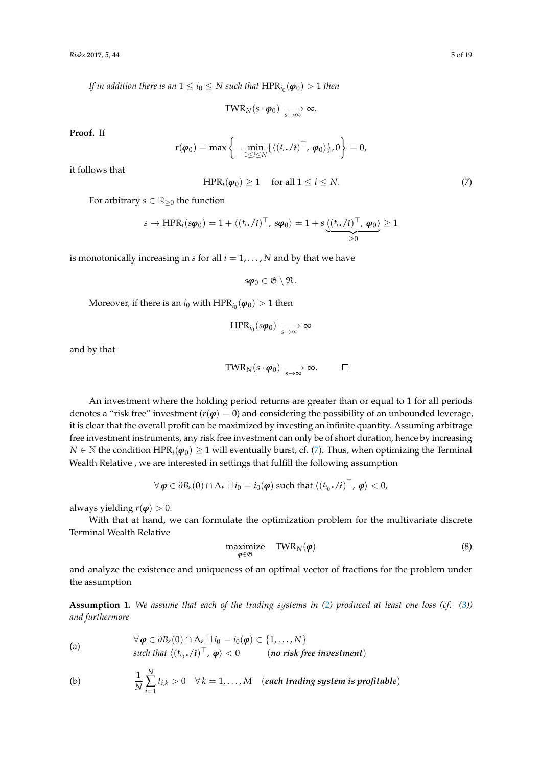*If in addition there is an $1 \leq i_0 \leq N$ such that $\mathrm{HPR}_{i_0}(\boldsymbol{\varphi}_0) > 1$ then*

$$\mathrm{TWR}_N(s \cdot \boldsymbol{\varphi}_0) \xrightarrow[s\to\infty]{} \infty.$$

**Proof.** If

$$\mathrm{r}(\boldsymbol{\varphi}_0) = \max\left\{ -\min_{1\leq i\leq N}\{\langle (t_{i\bullet}/\hat{t})^\top, \boldsymbol{\varphi}_0\rangle\}, 0\right\} = 0,$$

it follows that

$$\mathrm{HPR}_i(\boldsymbol{\varphi}_0) \geq 1 \quad \text{for all } 1 \leq i \leq N. \tag{7}$$

For arbitrary $s \in \mathbb{R}_{\geq 0}$ the function

$$s \mapsto \mathrm{HPR}_i(s\boldsymbol{\varphi}_0) = 1 + \langle (t_{i\bullet}/\hat{t})^\top, s\boldsymbol{\varphi}_0\rangle = 1 + s\underbrace{\langle (t_{i\bullet}/\hat{t})^\top, \boldsymbol{\varphi}_0\rangle}_{\geq 0} \geq 1$$

is monotonically increasing in $s$ for all $i = 1, \ldots, N$ and by that we have

$$s\boldsymbol{\varphi}_0 \in \mathfrak{G} \setminus \mathfrak{R}.$$

Moreover, if there is an $i_0$ with $\mathrm{HPR}_{i_0}(\boldsymbol{\varphi}_0) > 1$ then

$$\mathrm{HPR}_{i_0}(s\boldsymbol{\varphi}_0) \xrightarrow[s\to\infty]{} \infty$$

and by that

$$\mathrm{TWR}_N(s \cdot \boldsymbol{\varphi}_0) \xrightarrow[s\to\infty]{} \infty. \qquad \square$$

An investment where the holding period returns are greater than or equal to 1 for all periods denotes a "risk free" investment ($r(\boldsymbol{\varphi}) = 0$) and considering the possibility of an unbounded leverage, it is clear that the overall profit can be maximized by investing an infinite quantity. Assuming arbitrage free investment instruments, any risk free investment can only be of short duration, hence by increasing $N \in \mathbb{N}$ the condition $\mathrm{HPR}_i(\boldsymbol{\varphi}_0) \geq 1$ will eventually burst, cf. (7). Thus, when optimizing the Terminal Wealth Relative , we are interested in settings that fulfill the following assumption

$$\forall\, \boldsymbol{\varphi} \in \partial B_\varepsilon(0) \cap \Lambda_\varepsilon \;\exists\, i_0 = i_0(\boldsymbol{\varphi}) \text{ such that } \langle (t_{i_0\bullet}/\hat{t})^\top, \boldsymbol{\varphi}\rangle < 0,$$

always yielding $r(\boldsymbol{\varphi}) > 0$.

With that at hand, we can formulate the optimization problem for the multivariate discrete Terminal Wealth Relative

$$\underset{\boldsymbol{\varphi}\in\mathfrak{G}}{\text{maximize}} \quad \mathrm{TWR}_N(\boldsymbol{\varphi}) \tag{8}$$

and analyze the existence and uniqueness of an optimal vector of fractions for the problem under the assumption

**Assumption 1.** *We assume that each of the trading systems in (2) produced at least one loss (cf. (3)) and furthermore*

(a) $\forall\, \boldsymbol{\varphi} \in \partial B_\varepsilon(0) \cap \Lambda_\varepsilon \;\exists\, i_0 = i_0(\boldsymbol{\varphi}) \in \{1, \ldots, N\}$ *such that* $\langle (t_{i_0\bullet}/\hat{t})^\top, \boldsymbol{\varphi}\rangle < 0$ $\quad$ (***no risk free investment***)

(b) $\dfrac{1}{N}\displaystyle\sum_{i=1}^{N} t_{i,k} > 0 \quad \forall\, k = 1, \ldots, M$ $\quad$ (***each trading system is profitable***)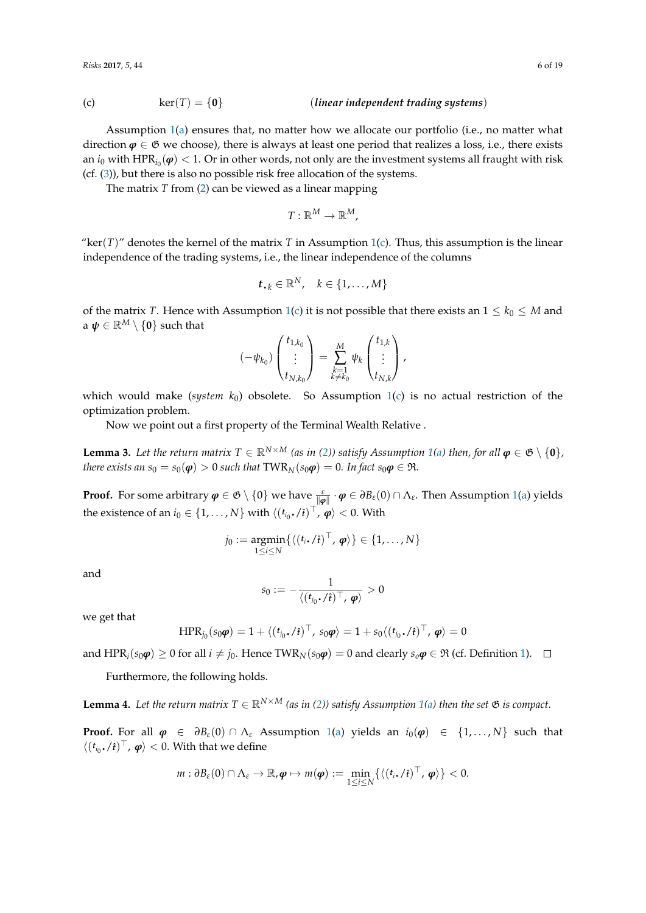(c) $\ker(T) = \{\mathbf{0}\}$ (***linear independent trading systems***)

Assumption 1(a) ensures that, no matter how we allocate our portfolio (i.e., no matter what direction $\boldsymbol{\varphi} \in \mathfrak{G}$ we choose), there is always at least one period that realizes a loss, i.e., there exists an $i_0$ with $\mathrm{HPR}_{i_0}(\boldsymbol{\varphi}) < 1$. Or in other words, not only are the investment systems all fraught with risk (cf. (3)), but there is also no possible risk free allocation of the systems.

The matrix $T$ from (2) can be viewed as a linear mapping

$$T : \mathbb{R}^M \to \mathbb{R}^M,$$

"$\ker(T)$" denotes the kernel of the matrix $T$ in Assumption 1(c). Thus, this assumption is the linear independence of the trading systems, i.e., the linear independence of the columns

$$\boldsymbol{t}_{\bullet k} \in \mathbb{R}^N, \quad k \in \{1, \ldots, M\}$$

of the matrix $T$. Hence with Assumption 1(c) it is not possible that there exists an $1 \le k_0 \le M$ and a $\boldsymbol{\psi} \in \mathbb{R}^M \setminus \{\mathbf{0}\}$ such that

$$(-\psi_{k_0}) \begin{pmatrix} t_{1,k_0} \\ \vdots \\ t_{N,k_0} \end{pmatrix} = \sum_{\substack{k=1 \\ k \neq k_0}}^{M} \psi_k \begin{pmatrix} t_{1,k} \\ \vdots \\ t_{N,k} \end{pmatrix},$$

which would make (*system* $k_0$) obsolete. So Assumption 1(c) is no actual restriction of the optimization problem.

Now we point out a first property of the Terminal Wealth Relative .

**Lemma 3.** *Let the return matrix $T \in \mathbb{R}^{N \times M}$ (as in (2)) satisfy Assumption 1(a) then, for all $\boldsymbol{\varphi} \in \mathfrak{G} \setminus \{\mathbf{0}\}$, there exists an $s_0 = s_0(\boldsymbol{\varphi}) > 0$ such that $\mathrm{TWR}_N(s_0\boldsymbol{\varphi}) = 0$. In fact $s_0\boldsymbol{\varphi} \in \mathfrak{R}$.*

**Proof.** For some arbitrary $\boldsymbol{\varphi} \in \mathfrak{G} \setminus \{0\}$ we have $\frac{\varepsilon}{\|\boldsymbol{\varphi}\|} \cdot \boldsymbol{\varphi} \in \partial B_\varepsilon(0) \cap \Lambda_\varepsilon$. Then Assumption 1(a) yields the existence of an $i_0 \in \{1, \ldots, N\}$ with $\langle (\boldsymbol{t}_{i_0 \bullet}/\hat{\boldsymbol{t}})^\top, \boldsymbol{\varphi} \rangle < 0$. With

$$j_0 := \operatorname*{argmin}_{1 \le i \le N} \{ \langle (\boldsymbol{t}_{i \bullet}/\hat{\boldsymbol{t}})^\top, \boldsymbol{\varphi} \rangle \} \in \{1, \ldots, N\}$$

and

$$s_0 := -\frac{1}{\langle (\boldsymbol{t}_{j_0 \bullet}/\hat{\boldsymbol{t}})^\top, \boldsymbol{\varphi} \rangle} > 0$$

we get that

$$\mathrm{HPR}_{j_0}(s_0\boldsymbol{\varphi}) = 1 + \langle (\boldsymbol{t}_{j_0 \bullet}/\hat{\boldsymbol{t}})^\top, s_0\boldsymbol{\varphi} \rangle = 1 + s_0 \langle (\boldsymbol{t}_{j_0 \bullet}/\hat{\boldsymbol{t}})^\top, \boldsymbol{\varphi} \rangle = 0$$

and $\mathrm{HPR}_i(s_0\boldsymbol{\varphi}) \ge 0$ for all $i \neq j_0$. Hence $\mathrm{TWR}_N(s_0\boldsymbol{\varphi}) = 0$ and clearly $s_o\boldsymbol{\varphi} \in \mathfrak{R}$ (cf. Definition 1). □

Furthermore, the following holds.

**Lemma 4.** *Let the return matrix $T \in \mathbb{R}^{N \times M}$ (as in (2)) satisfy Assumption 1(a) then the set $\mathfrak{G}$ is compact.*

**Proof.** For all $\boldsymbol{\varphi} \in \partial B_\varepsilon(0) \cap \Lambda_\varepsilon$ Assumption 1(a) yields an $i_0(\boldsymbol{\varphi}) \in \{1, \ldots, N\}$ such that $\langle (\boldsymbol{t}_{i_0 \bullet}/\hat{\boldsymbol{t}})^\top, \boldsymbol{\varphi} \rangle < 0$. With that we define

$$m : \partial B_\varepsilon(0) \cap \Lambda_\varepsilon \to \mathbb{R}, \boldsymbol{\varphi} \mapsto m(\boldsymbol{\varphi}) := \min_{1 \le i \le N} \{ \langle (\boldsymbol{t}_{i \bullet}/\hat{\boldsymbol{t}})^\top, \boldsymbol{\varphi} \rangle \} < 0.$$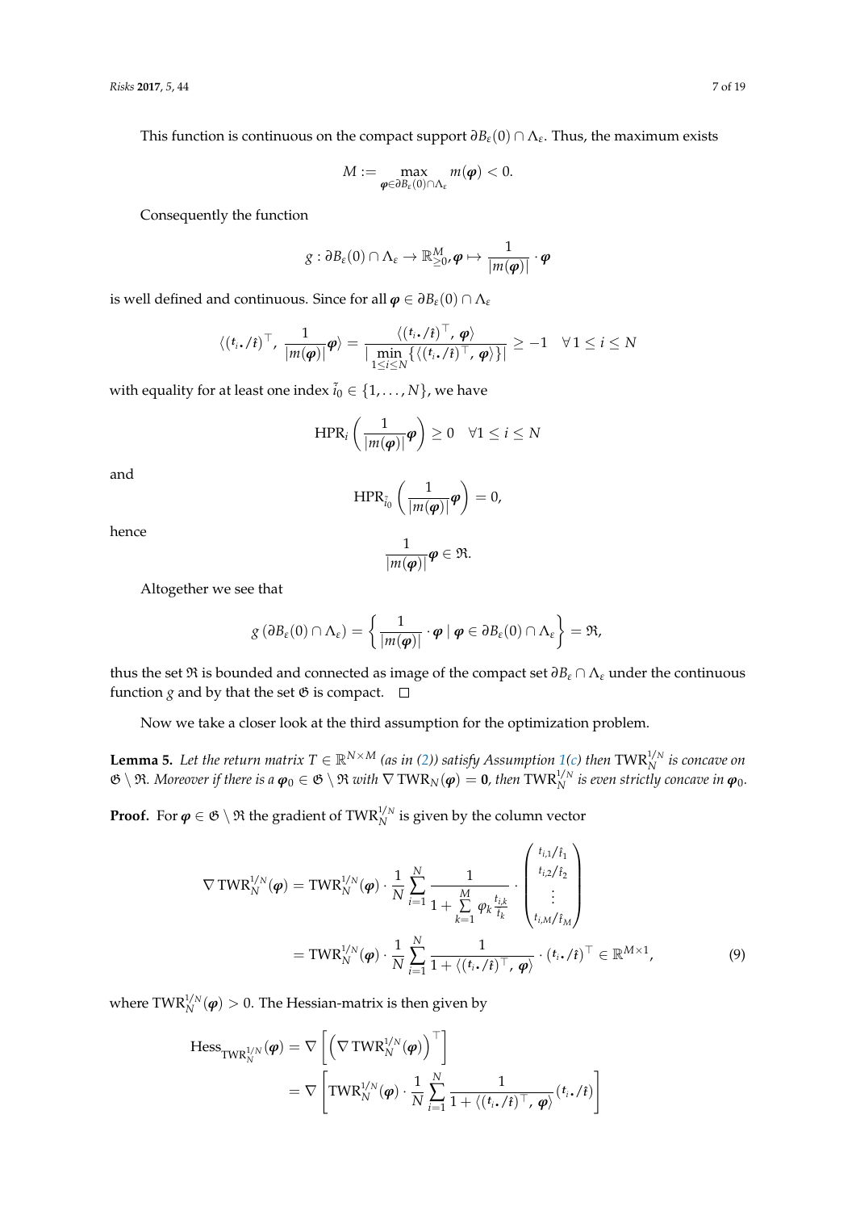This function is continuous on the compact support $\partial B_\varepsilon(0) \cap \Lambda_\varepsilon$. Thus, the maximum exists

$$M := \max_{\boldsymbol{\varphi} \in \partial B_\varepsilon(0) \cap \Lambda_\varepsilon} m(\boldsymbol{\varphi}) < 0.$$

Consequently the function

$$g : \partial B_\varepsilon(0) \cap \Lambda_\varepsilon \to \mathbb{R}^M_{\geq 0}, \boldsymbol{\varphi} \mapsto \frac{1}{|m(\boldsymbol{\varphi})|} \cdot \boldsymbol{\varphi}$$

is well defined and continuous. Since for all $\boldsymbol{\varphi} \in \partial B_\varepsilon(0) \cap \Lambda_\varepsilon$

$$\langle (t_{i\bullet}/\hat{t})^\top, \frac{1}{|m(\boldsymbol{\varphi})|}\boldsymbol{\varphi} \rangle = \frac{\langle (t_{i\bullet}/\hat{t})^\top, \boldsymbol{\varphi} \rangle}{|\min\limits_{1 \leq i \leq N} \{\langle (t_{i\bullet}/\hat{t})^\top, \boldsymbol{\varphi} \rangle\}|} \geq -1 \quad \forall 1 \leq i \leq N$$

with equality for at least one index $\tilde{i}_0 \in \{1, \ldots, N\}$, we have

$$\text{HPR}_i \left( \frac{1}{|m(\boldsymbol{\varphi})|} \boldsymbol{\varphi} \right) \geq 0 \quad \forall 1 \leq i \leq N$$

and

$$\text{HPR}_{\tilde{i}_0} \left( \frac{1}{|m(\boldsymbol{\varphi})|} \boldsymbol{\varphi} \right) = 0,$$

hence

$$\frac{1}{|m(\boldsymbol{\varphi})|} \boldsymbol{\varphi} \in \mathfrak{R}.$$

Altogether we see that

$$g\left(\partial B_\varepsilon(0) \cap \Lambda_\varepsilon\right) = \left\{ \frac{1}{|m(\boldsymbol{\varphi})|} \cdot \boldsymbol{\varphi} \mid \boldsymbol{\varphi} \in \partial B_\varepsilon(0) \cap \Lambda_\varepsilon \right\} = \mathfrak{R},$$

thus the set $\mathfrak{R}$ is bounded and connected as image of the compact set $\partial B_\varepsilon \cap \Lambda_\varepsilon$ under the continuous function $g$ and by that the set $\mathfrak{G}$ is compact. □

Now we take a closer look at the third assumption for the optimization problem.

**Lemma 5.** *Let the return matrix $T \in \mathbb{R}^{N \times M}$ (as in (2)) satisfy Assumption 1(c) then $\text{TWR}_N^{1/N}$ is concave on $\mathfrak{G} \setminus \mathfrak{R}$. Moreover if there is a $\boldsymbol{\varphi}_0 \in \mathfrak{G} \setminus \mathfrak{R}$ with $\nabla \text{TWR}_N(\boldsymbol{\varphi}) = \mathbf{0}$, then $\text{TWR}_N^{1/N}$ is even strictly concave in $\boldsymbol{\varphi}_0$.*

**Proof.** For $\boldsymbol{\varphi} \in \mathfrak{G} \setminus \mathfrak{R}$ the gradient of $\text{TWR}_N^{1/N}$ is given by the column vector

$$\begin{aligned}
\nabla \text{TWR}_N^{1/N}(\boldsymbol{\varphi}) &= \text{TWR}_N^{1/N}(\boldsymbol{\varphi}) \cdot \frac{1}{N} \sum_{i=1}^{N} \frac{1}{1 + \sum\limits_{k=1}^{M} \varphi_k \frac{t_{i,k}}{\hat{t}_k}} \cdot \begin{pmatrix} t_{i,1}/\hat{t}_1 \\ t_{i,2}/\hat{t}_2 \\ \vdots \\ t_{i,M}/\hat{t}_M \end{pmatrix} \\
&= \text{TWR}_N^{1/N}(\boldsymbol{\varphi}) \cdot \frac{1}{N} \sum_{i=1}^{N} \frac{1}{1 + \langle (t_{i\bullet}/\hat{t})^\top, \boldsymbol{\varphi} \rangle} \cdot (t_{i\bullet}/\hat{t})^\top \in \mathbb{R}^{M \times 1},
\end{aligned} \tag{9}$$

where $\text{TWR}_N^{1/N}(\boldsymbol{\varphi}) > 0$. The Hessian-matrix is then given by

$$\begin{aligned}
\text{Hess}_{\text{TWR}_N^{1/N}}(\boldsymbol{\varphi}) &= \nabla \left[ \left( \nabla \text{TWR}_N^{1/N}(\boldsymbol{\varphi}) \right)^\top \right] \\
&= \nabla \left[ \text{TWR}_N^{1/N}(\boldsymbol{\varphi}) \cdot \frac{1}{N} \sum_{i=1}^{N} \frac{1}{1 + \langle (t_{i\bullet}/\hat{t})^\top, \boldsymbol{\varphi} \rangle} (t_{i\bullet}/\hat{t}) \right]
\end{aligned}$$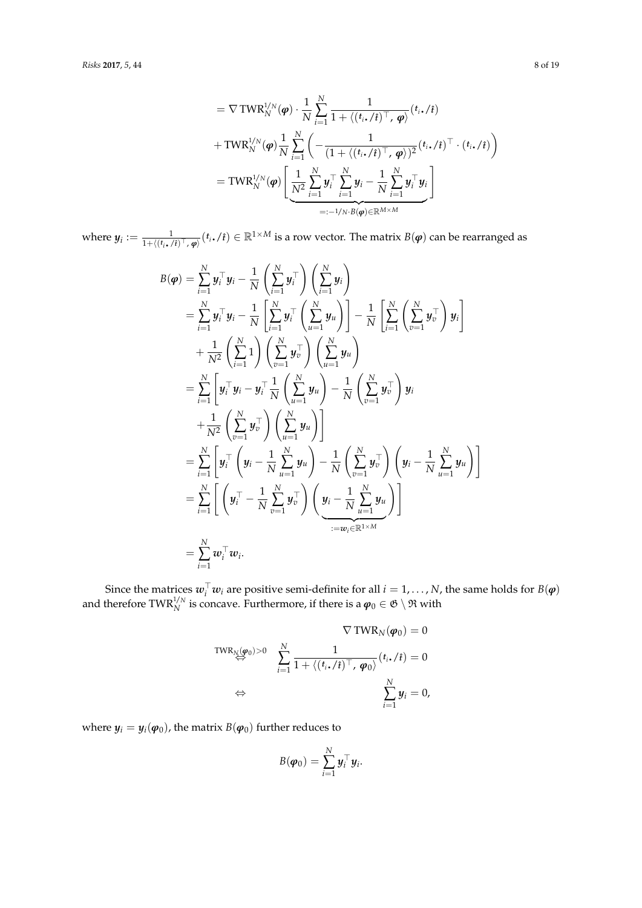$$
\begin{aligned}
&= \nabla \operatorname{TWR}_N^{1/N}(\boldsymbol{\varphi}) \cdot \frac{1}{N} \sum_{i=1}^{N} \frac{1}{1 + \langle (\boldsymbol{t}_{i\bullet}/\hat{\boldsymbol{t}})^\top, \boldsymbol{\varphi} \rangle} (\boldsymbol{t}_{i\bullet}/\hat{\boldsymbol{t}}) \\
&+ \operatorname{TWR}_N^{1/N}(\boldsymbol{\varphi}) \frac{1}{N} \sum_{i=1}^{N} \left( -\frac{1}{(1 + \langle (\boldsymbol{t}_{i\bullet}/\hat{\boldsymbol{t}})^\top, \boldsymbol{\varphi} \rangle)^2} (\boldsymbol{t}_{i\bullet}/\hat{\boldsymbol{t}})^\top \cdot (\boldsymbol{t}_{i\bullet}/\hat{\boldsymbol{t}}) \right) \\
&= \operatorname{TWR}_N^{1/N}(\boldsymbol{\varphi}) \underbrace{\left[ \frac{1}{N^2} \sum_{i=1}^{N} \boldsymbol{y}_i^\top \sum_{i=1}^{N} \boldsymbol{y}_i - \frac{1}{N} \sum_{i=1}^{N} \boldsymbol{y}_i^\top \boldsymbol{y}_i \right]}_{=:-1/N \cdot B(\boldsymbol{\varphi}) \in \mathbb{R}^{M \times M}}
\end{aligned}
$$

where $\boldsymbol{y}_i := \frac{1}{1+\langle (\boldsymbol{t}_{i\bullet}/\hat{\boldsymbol{t}})^\top, \boldsymbol{\varphi} \rangle} (\boldsymbol{t}_{i\bullet}/\hat{\boldsymbol{t}}) \in \mathbb{R}^{1 \times M}$ is a row vector. The matrix $B(\boldsymbol{\varphi})$ can be rearranged as

$$
\begin{aligned}
B(\boldsymbol{\varphi}) &= \sum_{i=1}^{N} \boldsymbol{y}_i^\top \boldsymbol{y}_i - \frac{1}{N} \left( \sum_{i=1}^{N} \boldsymbol{y}_i^\top \right) \left( \sum_{i=1}^{N} \boldsymbol{y}_i \right) \\
&= \sum_{i=1}^{N} \boldsymbol{y}_i^\top \boldsymbol{y}_i - \frac{1}{N} \left[ \sum_{i=1}^{N} \boldsymbol{y}_i^\top \left( \sum_{u=1}^{N} \boldsymbol{y}_u \right) \right] - \frac{1}{N} \left[ \sum_{i=1}^{N} \left( \sum_{v=1}^{N} \boldsymbol{y}_v^\top \right) \boldsymbol{y}_i \right] \\
&\quad + \frac{1}{N^2} \left( \sum_{i=1}^{N} 1 \right) \left( \sum_{v=1}^{N} \boldsymbol{y}_v^\top \right) \left( \sum_{u=1}^{N} \boldsymbol{y}_u \right) \\
&= \sum_{i=1}^{N} \left[ \boldsymbol{y}_i^\top \boldsymbol{y}_i - \boldsymbol{y}_i^\top \frac{1}{N} \left( \sum_{u=1}^{N} \boldsymbol{y}_u \right) - \frac{1}{N} \left( \sum_{v=1}^{N} \boldsymbol{y}_v^\top \right) \boldsymbol{y}_i \right. \\
&\quad \left. + \frac{1}{N^2} \left( \sum_{v=1}^{N} \boldsymbol{y}_v^\top \right) \left( \sum_{u=1}^{N} \boldsymbol{y}_u \right) \right] \\
&= \sum_{i=1}^{N} \left[ \boldsymbol{y}_i^\top \left( \boldsymbol{y}_i - \frac{1}{N} \sum_{u=1}^{N} \boldsymbol{y}_u \right) - \frac{1}{N} \left( \sum_{v=1}^{N} \boldsymbol{y}_v^\top \right) \left( \boldsymbol{y}_i - \frac{1}{N} \sum_{u=1}^{N} \boldsymbol{y}_u \right) \right] \\
&= \sum_{i=1}^{N} \left[ \left( \boldsymbol{y}_i^\top - \frac{1}{N} \sum_{v=1}^{N} \boldsymbol{y}_v^\top \right) \underbrace{\left( \boldsymbol{y}_i - \frac{1}{N} \sum_{u=1}^{N} \boldsymbol{y}_u \right)}_{:=\boldsymbol{w}_i \in \mathbb{R}^{1 \times M}} \right] \\
&= \sum_{i=1}^{N} \boldsymbol{w}_i^\top \boldsymbol{w}_i.
\end{aligned}
$$

Since the matrices $\boldsymbol{w}_i^\top \boldsymbol{w}_i$ are positive semi-definite for all $i = 1, \ldots, N$, the same holds for $B(\boldsymbol{\varphi})$ and therefore $\operatorname{TWR}_N^{1/N}$ is concave. Furthermore, if there is a $\boldsymbol{\varphi}_0 \in \mathfrak{G} \setminus \mathfrak{R}$ with

$$
\begin{aligned}
& & \nabla \operatorname{TWR}_N(\boldsymbol{\varphi}_0) &= 0 \\
& \overset{\operatorname{TWR}_N(\boldsymbol{\varphi}_0)>0}{\Leftrightarrow} & \sum_{i=1}^{N} \frac{1}{1 + \langle (\boldsymbol{t}_{i\bullet}/\hat{\boldsymbol{t}})^\top, \boldsymbol{\varphi}_0 \rangle} (\boldsymbol{t}_{i\bullet}/\hat{\boldsymbol{t}}) &= 0 \\
& \Leftrightarrow & \sum_{i=1}^{N} \boldsymbol{y}_i &= 0,
\end{aligned}
$$

where $\boldsymbol{y}_i = \boldsymbol{y}_i(\boldsymbol{\varphi}_0)$, the matrix $B(\boldsymbol{\varphi}_0)$ further reduces to

$$
B(\boldsymbol{\varphi}_0) = \sum_{i=1}^{N} \boldsymbol{y}_i^\top \boldsymbol{y}_i.
$$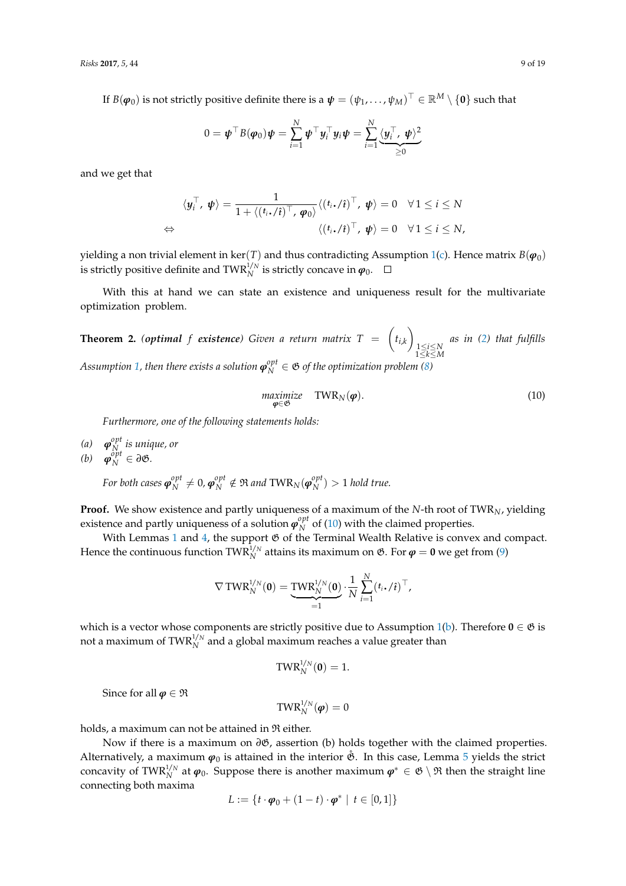If $B(\boldsymbol{\varphi}_0)$ is not strictly positive definite there is a $\boldsymbol{\psi} = (\psi_1, \ldots, \psi_M)^\top \in \mathbb{R}^M \setminus \{\mathbf{0}\}$ such that

$$0 = \boldsymbol{\psi}^\top B(\boldsymbol{\varphi}_0)\boldsymbol{\psi} = \sum_{i=1}^{N} \boldsymbol{\psi}^\top \boldsymbol{y}_i^\top \boldsymbol{y}_i \boldsymbol{\psi} = \sum_{i=1}^{N} \underbrace{\langle \boldsymbol{y}_i^\top, \boldsymbol{\psi}\rangle^2}_{\geq 0}$$

and we get that

$$\begin{aligned} \langle \boldsymbol{y}_i^\top, \boldsymbol{\psi}\rangle = \frac{1}{1 + \langle (t_{i\bullet}/\hat{t})^\top, \boldsymbol{\varphi}_0\rangle} \langle (t_{i\bullet}/\hat{t})^\top, \boldsymbol{\psi}\rangle = 0 \quad \forall\, 1 \leq i \leq N \\ \Leftrightarrow \qquad \langle (t_{i\bullet}/\hat{t})^\top, \boldsymbol{\psi}\rangle = 0 \quad \forall\, 1 \leq i \leq N, \end{aligned}$$

yielding a non trivial element in $\ker(T)$ and thus contradicting Assumption 1(c). Hence matrix $B(\boldsymbol{\varphi}_0)$ is strictly positive definite and $\mathrm{TWR}_N^{1/N}$ is strictly concave in $\boldsymbol{\varphi}_0$. $\square$

With this at hand we can state an existence and uniqueness result for the multivariate optimization problem.

**Theorem 2.** *(**optimal $f$ existence**) Given a return matrix $T = \left(t_{i,k}\right)_{\substack{1\leq i\leq N\\ 1\leq k\leq M}}$ as in (2) that fulfills Assumption 1, then there exists a solution $\boldsymbol{\varphi}_N^{opt} \in \mathfrak{G}$ of the optimization problem (8)*

$$\underset{\boldsymbol{\varphi}\in\mathfrak{G}}{\text{maximize}} \quad \mathrm{TWR}_N(\boldsymbol{\varphi}). \tag{10}$$

*Furthermore, one of the following statements holds:*

*(a)* $\boldsymbol{\varphi}_N^{opt}$ *is unique, or*
*(b)* $\boldsymbol{\varphi}_N^{opt} \in \partial\mathfrak{G}$.

*For both cases $\boldsymbol{\varphi}_N^{opt} \neq 0$, $\boldsymbol{\varphi}_N^{opt} \notin \mathfrak{R}$ and $\mathrm{TWR}_N(\boldsymbol{\varphi}_N^{opt}) > 1$ hold true.*

**Proof.** We show existence and partly uniqueness of a maximum of the $N$-th root of $\mathrm{TWR}_N$, yielding existence and partly uniqueness of a solution $\boldsymbol{\varphi}_N^{opt}$ of (10) with the claimed properties.

With Lemmas 1 and 4, the support $\mathfrak{G}$ of the Terminal Wealth Relative is convex and compact. Hence the continuous function $\mathrm{TWR}_N^{1/N}$ attains its maximum on $\mathfrak{G}$. For $\boldsymbol{\varphi} = \mathbf{0}$ we get from (9)

$$\nabla\, \mathrm{TWR}_N^{1/N}(\mathbf{0}) = \underbrace{\mathrm{TWR}_N^{1/N}(\mathbf{0})}_{=1} \cdot \frac{1}{N}\sum_{i=1}^{N}(t_{i\bullet}/\hat{t})^\top,$$

which is a vector whose components are strictly positive due to Assumption 1(b). Therefore $\mathbf{0} \in \mathfrak{G}$ is not a maximum of $\mathrm{TWR}_N^{1/N}$ and a global maximum reaches a value greater than

$$\mathrm{TWR}_N^{1/N}(\mathbf{0}) = 1.$$

Since for all $\boldsymbol{\varphi} \in \mathfrak{R}$

$$\mathrm{TWR}_N^{1/N}(\boldsymbol{\varphi}) = 0$$

holds, a maximum can not be attained in $\mathfrak{R}$ either.

Now if there is a maximum on $\partial\mathfrak{G}$, assertion (b) holds together with the claimed properties. Alternatively, a maximum $\boldsymbol{\varphi}_0$ is attained in the interior $\mathring{\mathfrak{G}}$. In this case, Lemma 5 yields the strict concavity of $\mathrm{TWR}_N^{1/N}$ at $\boldsymbol{\varphi}_0$. Suppose there is another maximum $\boldsymbol{\varphi}^* \in \mathfrak{G} \setminus \mathfrak{R}$ then the straight line connecting both maxima

$$L := \{t \cdot \boldsymbol{\varphi}_0 + (1-t) \cdot \boldsymbol{\varphi}^* \mid t \in [0,1]\}$$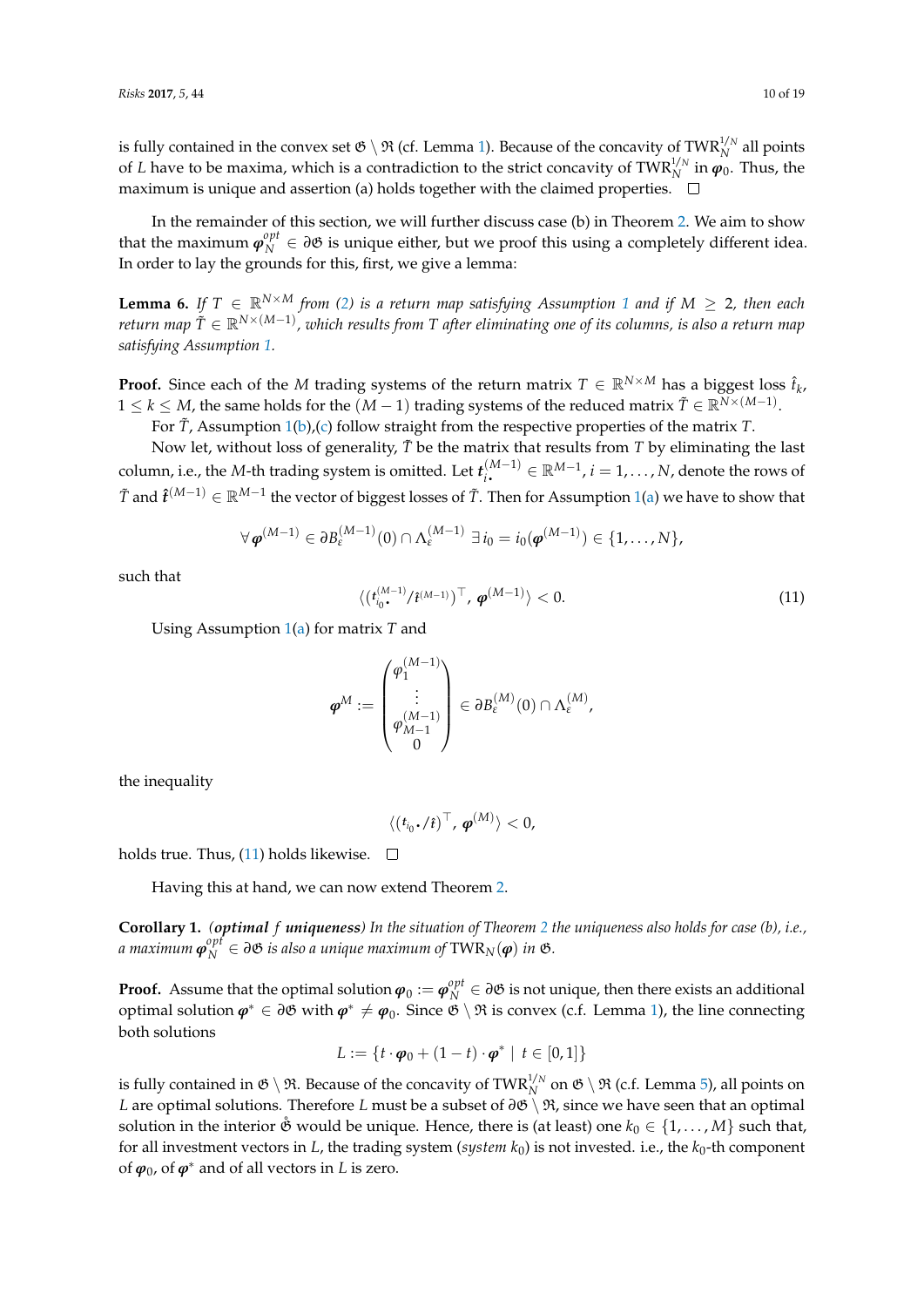is fully contained in the convex set $\mathfrak{G} \setminus \mathfrak{R}$ (cf. Lemma 1). Because of the concavity of $\mathrm{TWR}_N^{1/N}$ all points of $L$ have to be maxima, which is a contradiction to the strict concavity of $\mathrm{TWR}_N^{1/N}$ in $\boldsymbol{\varphi}_0$. Thus, the maximum is unique and assertion (a) holds together with the claimed properties. $\square$

In the remainder of this section, we will further discuss case (b) in Theorem 2. We aim to show that the maximum $\boldsymbol{\varphi}_N^{opt} \in \partial\mathfrak{G}$ is unique either, but we proof this using a completely different idea. In order to lay the grounds for this, first, we give a lemma:

**Lemma 6.** *If $T \in \mathbb{R}^{N \times M}$ from (2) is a return map satisfying Assumption 1 and if $M \geq 2$, then each return map $\tilde{T} \in \mathbb{R}^{N \times (M-1)}$, which results from $T$ after eliminating one of its columns, is also a return map satisfying Assumption 1.*

**Proof.** Since each of the $M$ trading systems of the return matrix $T \in \mathbb{R}^{N \times M}$ has a biggest loss $\hat{t}_k$, $1 \leq k \leq M$, the same holds for the $(M-1)$ trading systems of the reduced matrix $\tilde{T} \in \mathbb{R}^{N \times (M-1)}$.

For $\tilde{T}$, Assumption 1(b),(c) follow straight from the respective properties of the matrix $T$.

Now let, without loss of generality, $\tilde{T}$ be the matrix that results from $T$ by eliminating the last column, i.e., the $M$-th trading system is omitted. Let $\boldsymbol{t}_{i\bullet}^{(M-1)} \in \mathbb{R}^{M-1}$, $i = 1, \ldots, N$, denote the rows of $\tilde{T}$ and $\hat{\boldsymbol{t}}^{(M-1)} \in \mathbb{R}^{M-1}$ the vector of biggest losses of $\tilde{T}$. Then for Assumption 1(a) we have to show that

$$\forall\, \boldsymbol{\varphi}^{(M-1)} \in \partial B_\varepsilon^{(M-1)}(0) \cap \Lambda_\varepsilon^{(M-1)} \;\exists\, i_0 = i_0(\boldsymbol{\varphi}^{(M-1)}) \in \{1, \ldots, N\},$$

such that

$$\langle (\boldsymbol{t}_{i_0\bullet}^{(M-1)} / \hat{\boldsymbol{t}}^{(M-1)})^\top,\, \boldsymbol{\varphi}^{(M-1)} \rangle < 0. \tag{11}$$

Using Assumption 1(a) for matrix $T$ and

$$\boldsymbol{\varphi}^M := \begin{pmatrix} \varphi_1^{(M-1)} \\ \vdots \\ \varphi_{M-1}^{(M-1)} \\ 0 \end{pmatrix} \in \partial B_\varepsilon^{(M)}(0) \cap \Lambda_\varepsilon^{(M)},$$

the inequality

$$\langle (\boldsymbol{t}_{i_0\bullet} / \hat{\boldsymbol{t}})^\top,\, \boldsymbol{\varphi}^{(M)} \rangle < 0,$$

holds true. Thus, (11) holds likewise. $\square$

Having this at hand, we can now extend Theorem 2.

**Corollary 1.** *(**optimal** $f$ **uniqueness**) In the situation of Theorem 2 the uniqueness also holds for case (b), i.e., a maximum $\boldsymbol{\varphi}_N^{opt} \in \partial\mathfrak{G}$ is also a unique maximum of $\mathrm{TWR}_N(\boldsymbol{\varphi})$ in $\mathfrak{G}$.*

**Proof.** Assume that the optimal solution $\boldsymbol{\varphi}_0 := \boldsymbol{\varphi}_N^{opt} \in \partial\mathfrak{G}$ is not unique, then there exists an additional optimal solution $\boldsymbol{\varphi}^* \in \partial\mathfrak{G}$ with $\boldsymbol{\varphi}^* \neq \boldsymbol{\varphi}_0$. Since $\mathfrak{G} \setminus \mathfrak{R}$ is convex (c.f. Lemma 1), the line connecting both solutions

$$L := \{t \cdot \boldsymbol{\varphi}_0 + (1-t) \cdot \boldsymbol{\varphi}^* \mid t \in [0,1]\}$$

is fully contained in $\mathfrak{G} \setminus \mathfrak{R}$. Because of the concavity of $\mathrm{TWR}_N^{1/N}$ on $\mathfrak{G} \setminus \mathfrak{R}$ (c.f. Lemma 5), all points on $L$ are optimal solutions. Therefore $L$ must be a subset of $\partial\mathfrak{G} \setminus \mathfrak{R}$, since we have seen that an optimal solution in the interior $\mathring{\mathfrak{G}}$ would be unique. Hence, there is (at least) one $k_0 \in \{1, \ldots, M\}$ such that, for all investment vectors in $L$, the trading system (*system* $k_0$) is not invested. i.e., the $k_0$-th component of $\boldsymbol{\varphi}_0$, of $\boldsymbol{\varphi}^*$ and of all vectors in $L$ is zero.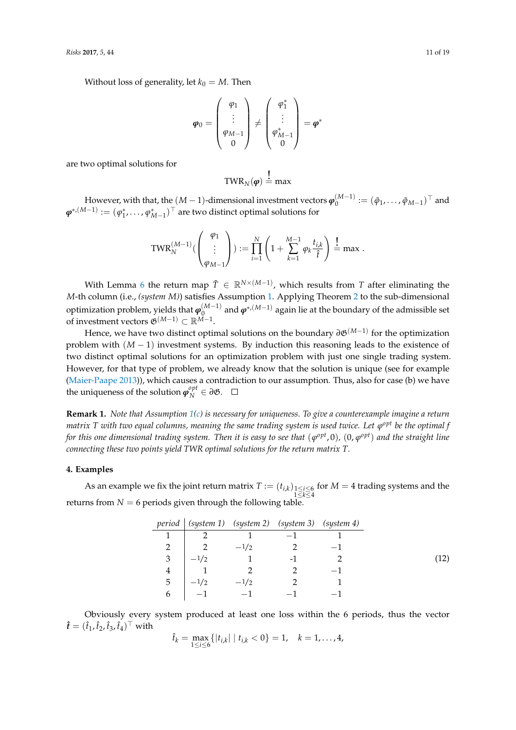Without loss of generality, let $k_0 = M$. Then

$$\boldsymbol{\varphi}_0 = \begin{pmatrix} \varphi_1 \\ \vdots \\ \varphi_{M-1} \\ 0 \end{pmatrix} \neq \begin{pmatrix} \varphi_1^* \\ \vdots \\ \varphi_{M-1}^* \\ 0 \end{pmatrix} = \boldsymbol{\varphi}^*$$

are two optimal solutions for

$$\mathrm{TWR}_N(\boldsymbol{\varphi}) \overset{!}{=} \max$$

However, with that, the $(M-1)$-dimensional investment vectors $\boldsymbol{\varphi}_0^{(M-1)} := (\tilde{\varphi}_1, \ldots, \tilde{\varphi}_{M-1})^\top$ and $\boldsymbol{\varphi}^{*,(M-1)} := (\varphi_1^*, \ldots, \varphi_{M-1}^*)^\top$ are two distinct optimal solutions for

$$\mathrm{TWR}_N^{(M-1)}\left(\begin{pmatrix} \varphi_1 \\ \vdots \\ \varphi_{M-1} \end{pmatrix}\right) := \prod_{i=1}^{N} \left(1 + \sum_{k=1}^{M-1} \varphi_k \frac{t_{i,k}}{\hat{t}}\right) \overset{!}{=} \max .$$

With Lemma 6 the return map $\tilde{T} \in \mathbb{R}^{N \times (M-1)}$, which results from $T$ after eliminating the $M$-th column (i.e., *(system M)*) satisfies Assumption 1. Applying Theorem 2 to the sub-dimensional optimization problem, yields that $\boldsymbol{\varphi}_0^{(M-1)}$ and $\boldsymbol{\varphi}^{*,(M-1)}$ again lie at the boundary of the admissible set of investment vectors $\mathfrak{G}^{(M-1)} \subset \mathbb{R}^{M-1}$.

Hence, we have two distinct optimal solutions on the boundary $\partial\mathfrak{G}^{(M-1)}$ for the optimization problem with $(M-1)$ investment systems. By induction this reasoning leads to the existence of two distinct optimal solutions for an optimization problem with just one single trading system. However, for that type of problem, we already know that the solution is unique (see for example (Maier-Paape 2013)), which causes a contradiction to our assumption. Thus, also for case (b) we have the uniqueness of the solution $\boldsymbol{\varphi}_N^{opt} \in \partial\mathfrak{G}$. □

**Remark 1.** *Note that Assumption 1(c) is necessary for uniqueness. To give a counterexample imagine a return matrix $T$ with two equal columns, meaning the same trading system is used twice. Let $\varphi^{opt}$ be the optimal f for this one dimensional trading system. Then it is easy to see that $(\varphi^{opt}, 0)$, $(0, \varphi^{opt})$ and the straight line connecting these two points yield TWR optimal solutions for the return matrix $T$.*

## 4. Examples

As an example we fix the joint return matrix $T := (t_{i,k})_{\substack{1 \le i \le 6 \\ 1 \le k \le 4}}$ for $M = 4$ trading systems and the returns from $N = 6$ periods given through the following table.

| *period* | *(system 1)* | *(system 2)* | *(system 3)* | *(system 4)* |
|---|---|---|---|---|
| 1 | 2 | 1 | $-1$ | 1 |
| 2 | 2 | $-1/2$ | 2 | $-1$ |
| 3 | $-1/2$ | 1 | -1 | 2 |
| 4 | 1 | 2 | 2 | $-1$ |
| 5 | $-1/2$ | $-1/2$ | 2 | 1 |
| 6 | $-1$ | $-1$ | $-1$ | $-1$ |

(12)

Obviously every system produced at least one loss within the 6 periods, thus the vector $\hat{\boldsymbol{t}} = (\hat{t}_1, \hat{t}_2, \hat{t}_3, \hat{t}_4)^\top$ with

$$\hat{t}_k = \max_{1 \le i \le 6} \{|t_{i,k}| \mid t_{i,k} < 0\} = 1, \quad k = 1, \ldots, 4,$$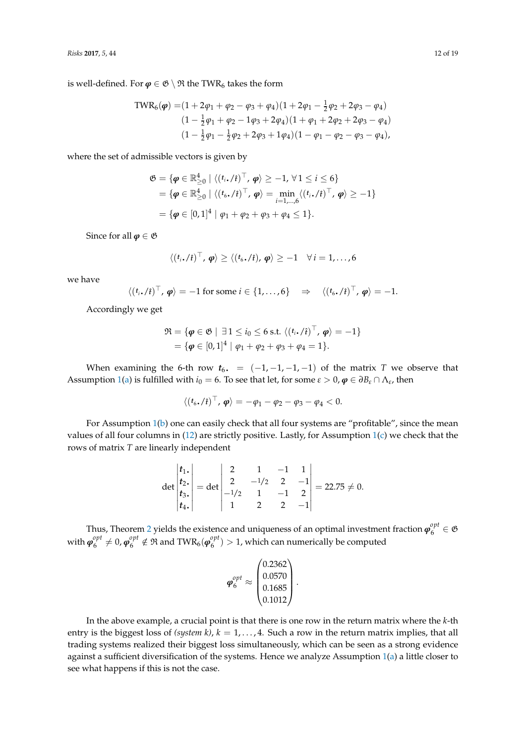is well-defined. For $\boldsymbol{\varphi} \in \mathfrak{G} \setminus \mathfrak{R}$ the $\mathrm{TWR}_6$ takes the form

$$
\begin{aligned}
\mathrm{TWR}_6(\boldsymbol{\varphi}) = &(1 + 2\varphi_1 + \varphi_2 - \varphi_3 + \varphi_4)(1 + 2\varphi_1 - \tfrac{1}{2}\varphi_2 + 2\varphi_3 - \varphi_4) \\
&(1 - \tfrac{1}{2}\varphi_1 + \varphi_2 - 1\varphi_3 + 2\varphi_4)(1 + \varphi_1 + 2\varphi_2 + 2\varphi_3 - \varphi_4) \\
&(1 - \tfrac{1}{2}\varphi_1 - \tfrac{1}{2}\varphi_2 + 2\varphi_3 + 1\varphi_4)(1 - \varphi_1 - \varphi_2 - \varphi_3 - \varphi_4),
\end{aligned}
$$

where the set of admissible vectors is given by

$$
\begin{aligned}
\mathfrak{G} &= \{\boldsymbol{\varphi} \in \mathbb{R}^4_{\geq 0} \mid \langle ({}^{t_{i\bullet}}/\hat{t})^\top, \boldsymbol{\varphi} \rangle \geq -1, \forall\, 1 \leq i \leq 6\} \\
&= \{\boldsymbol{\varphi} \in \mathbb{R}^4_{\geq 0} \mid \langle ({}^{t_{6\bullet}}/\hat{t})^\top, \boldsymbol{\varphi} \rangle = \min_{i=1,\ldots,6} \langle ({}^{t_{i\bullet}}/\hat{t})^\top, \boldsymbol{\varphi} \rangle \geq -1\} \\
&= \{\boldsymbol{\varphi} \in [0,1]^4 \mid \varphi_1 + \varphi_2 + \varphi_3 + \varphi_4 \leq 1\}.
\end{aligned}
$$

Since for all $\boldsymbol{\varphi} \in \mathfrak{G}$

$$
\langle ({}^{t_{i\bullet}}/\hat{t})^\top, \boldsymbol{\varphi} \rangle \geq \langle ({}^{t_{6\bullet}}/\hat{t}), \boldsymbol{\varphi} \rangle \geq -1 \quad \forall\, i = 1, \ldots, 6
$$

we have

$$
\langle ({}^{t_{i\bullet}}/\hat{t})^\top, \boldsymbol{\varphi} \rangle = -1 \text{ for some } i \in \{1, \ldots, 6\} \quad \Rightarrow \quad \langle ({}^{t_{6\bullet}}/\hat{t})^\top, \boldsymbol{\varphi} \rangle = -1.
$$

Accordingly we get

$$
\begin{aligned}
\mathfrak{R} &= \{\boldsymbol{\varphi} \in \mathfrak{G} \mid \exists\, 1 \leq i_0 \leq 6 \text{ s.t. } \langle ({}^{t_{i\bullet}}/\hat{t})^\top, \boldsymbol{\varphi} \rangle = -1\} \\
&= \{\boldsymbol{\varphi} \in [0,1]^4 \mid \varphi_1 + \varphi_2 + \varphi_3 + \varphi_4 = 1\}.
\end{aligned}
$$

When examining the 6-th row $\boldsymbol{t}_{6\bullet} = (-1, -1, -1, -1)$ of the matrix $T$ we observe that Assumption 1(a) is fulfilled with $i_0 = 6$. To see that let, for some $\varepsilon > 0$, $\boldsymbol{\varphi} \in \partial B_\varepsilon \cap \Lambda_\varepsilon$, then

$$
\langle ({}^{t_{6\bullet}}/\hat{t})^\top, \boldsymbol{\varphi} \rangle = -\varphi_1 - \varphi_2 - \varphi_3 - \varphi_4 < 0.
$$

For Assumption 1(b) one can easily check that all four systems are "profitable", since the mean values of all four columns in (12) are strictly positive. Lastly, for Assumption 1(c) we check that the rows of matrix $T$ are linearly independent

$$
\det \begin{vmatrix} \boldsymbol{t}_{1\bullet} \\ \boldsymbol{t}_{2\bullet} \\ \boldsymbol{t}_{3\bullet} \\ \boldsymbol{t}_{4\bullet} \end{vmatrix} = \det \begin{vmatrix} 2 & 1 & -1 & 1 \\ 2 & -1/2 & 2 & -1 \\ -1/2 & 1 & -1 & 2 \\ 1 & 2 & 2 & -1 \end{vmatrix} = 22.75 \neq 0.
$$

Thus, Theorem 2 yields the existence and uniqueness of an optimal investment fraction $\boldsymbol{\varphi}_6^{opt} \in \mathfrak{G}$ with $\boldsymbol{\varphi}_6^{opt} \neq 0$, $\boldsymbol{\varphi}_6^{opt} \notin \mathfrak{R}$ and $\mathrm{TWR}_6(\boldsymbol{\varphi}_6^{opt}) > 1$, which can numerically be computed

$$
\boldsymbol{\varphi}_6^{opt} \approx \begin{pmatrix} 0.2362 \\ 0.0570 \\ 0.1685 \\ 0.1012 \end{pmatrix}.
$$

In the above example, a crucial point is that there is one row in the return matrix where the $k$-th entry is the biggest loss of *(system k)*, $k = 1, \ldots, 4$. Such a row in the return matrix implies, that all trading systems realized their biggest loss simultaneously, which can be seen as a strong evidence against a sufficient diversification of the systems. Hence we analyze Assumption 1(a) a little closer to see what happens if this is not the case.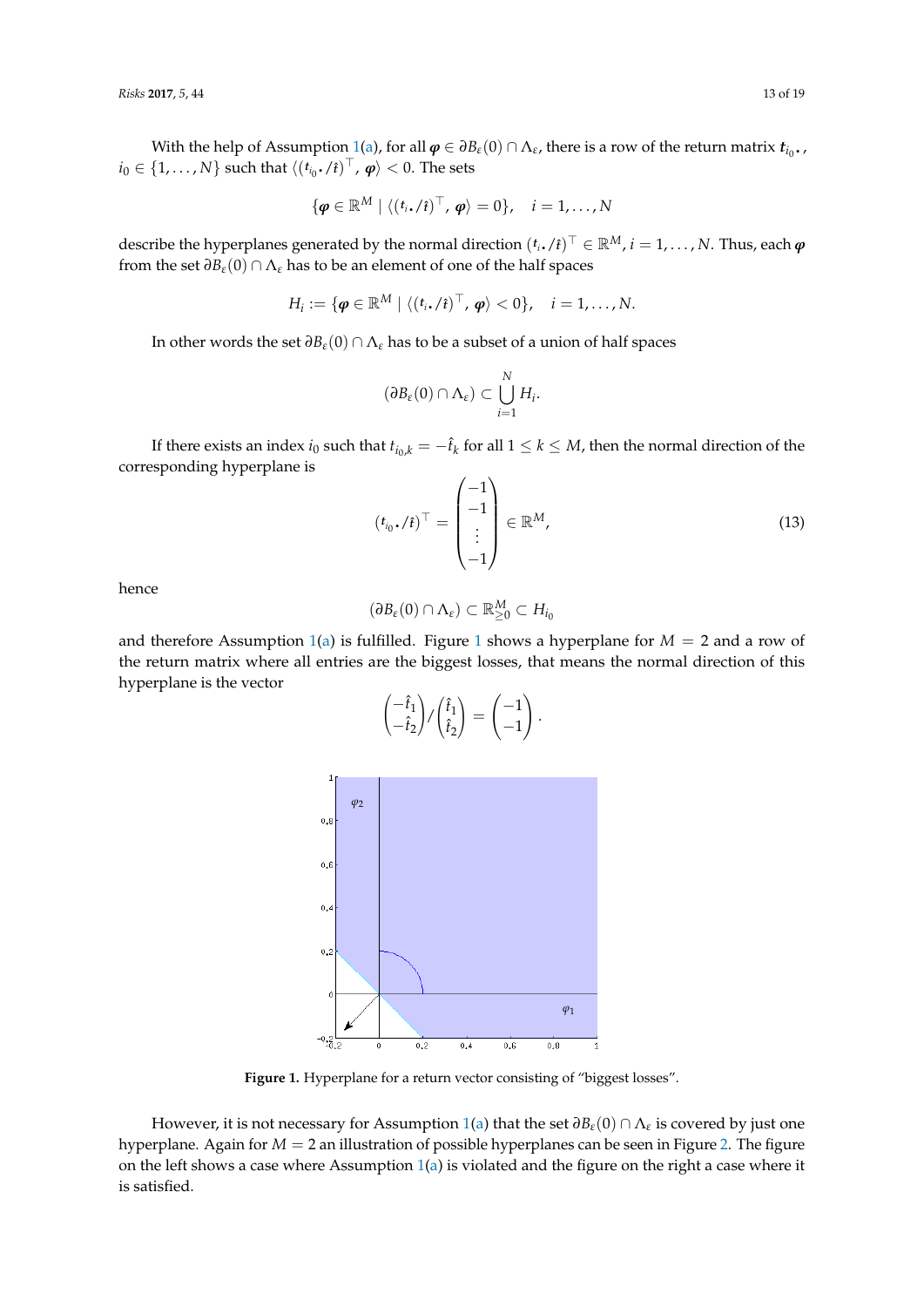With the help of Assumption 1(a), for all $\boldsymbol{\varphi} \in \partial B_\varepsilon(0) \cap \Lambda_\varepsilon$, there is a row of the return matrix $\boldsymbol{t}_{i_0 \bullet}$, $i_0 \in \{1, \ldots, N\}$ such that $\langle (\boldsymbol{t}_{i_0 \bullet} ./ \hat{\boldsymbol{t}})^\top, \boldsymbol{\varphi} \rangle < 0$. The sets

$$\{\boldsymbol{\varphi} \in \mathbb{R}^M \mid \langle (\boldsymbol{t}_{i \bullet} ./ \hat{\boldsymbol{t}})^\top, \boldsymbol{\varphi} \rangle = 0\}, \quad i = 1, \ldots, N$$

describe the hyperplanes generated by the normal direction $(\boldsymbol{t}_{i \bullet} ./ \hat{\boldsymbol{t}})^\top \in \mathbb{R}^M$, $i = 1, \ldots, N$. Thus, each $\boldsymbol{\varphi}$ from the set $\partial B_\varepsilon(0) \cap \Lambda_\varepsilon$ has to be an element of one of the half spaces

$$H_i := \{\boldsymbol{\varphi} \in \mathbb{R}^M \mid \langle (\boldsymbol{t}_{i \bullet} ./ \hat{\boldsymbol{t}})^\top, \boldsymbol{\varphi} \rangle < 0\}, \quad i = 1, \ldots, N.$$

In other words the set $\partial B_\varepsilon(0) \cap \Lambda_\varepsilon$ has to be a subset of a union of half spaces

$$(\partial B_\varepsilon(0) \cap \Lambda_\varepsilon) \subset \bigcup_{i=1}^{N} H_i.$$

If there exists an index $i_0$ such that $t_{i_0,k} = -\hat{t}_k$ for all $1 \le k \le M$, then the normal direction of the corresponding hyperplane is

$$(\boldsymbol{t}_{i_0 \bullet} ./ \hat{\boldsymbol{t}})^\top = \begin{pmatrix} -1 \\ -1 \\ \vdots \\ -1 \end{pmatrix} \in \mathbb{R}^M, \tag{13}$$

hence

$$(\partial B_\varepsilon(0) \cap \Lambda_\varepsilon) \subset \mathbb{R}^M_{\ge 0} \subset H_{i_0}$$

and therefore Assumption 1(a) is fulfilled. Figure 1 shows a hyperplane for $M = 2$ and a row of the return matrix where all entries are the biggest losses, that means the normal direction of this hyperplane is the vector

$$\begin{pmatrix} -\hat{t}_1 \\ -\hat{t}_2 \end{pmatrix} / \begin{pmatrix} \hat{t}_1 \\ \hat{t}_2 \end{pmatrix} = \begin{pmatrix} -1 \\ -1 \end{pmatrix}.$$

**Figure 1.** Hyperplane for a return vector consisting of "biggest losses".

However, it is not necessary for Assumption 1(a) that the set $\partial B_\varepsilon(0) \cap \Lambda_\varepsilon$ is covered by just one hyperplane. Again for $M = 2$ an illustration of possible hyperplanes can be seen in Figure 2. The figure on the left shows a case where Assumption 1(a) is violated and the figure on the right a case where it is satisfied.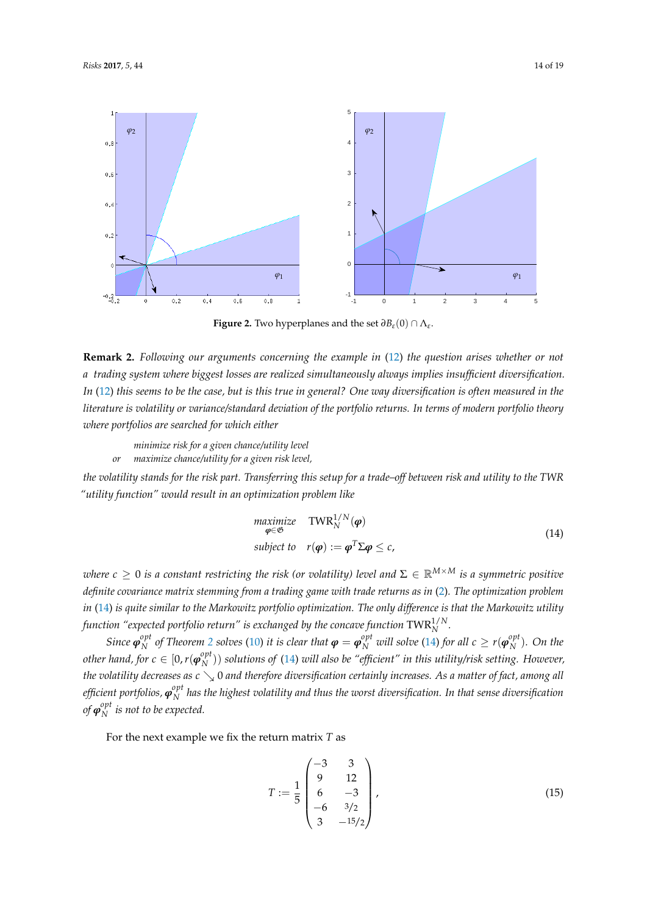**Figure 2.** Two hyperplanes and the set $\partial B_\varepsilon(0) \cap \Lambda_\varepsilon$.

**Remark 2.** *Following our arguments concerning the example in (12) the question arises whether or not a trading system where biggest losses are realized simultaneously always implies insufficient diversification. In (12) this seems to be the case, but is this true in general? One way diversification is often measured in the literature is volatility or variance/standard deviation of the portfolio returns. In terms of modern portfolio theory where portfolios are searched for which either*

*minimize risk for a given chance/utility level*
*or maximize chance/utility for a given risk level,*

*the volatility stands for the risk part. Transferring this setup for a trade–off between risk and utility to the TWR "utility function" would result in an optimization problem like*

$$\begin{aligned} &\underset{\boldsymbol{\varphi} \in \mathfrak{G}}{\text{maximize}} \quad \text{TWR}_N^{1/N}(\boldsymbol{\varphi}) \\ &\text{subject to} \quad r(\boldsymbol{\varphi}) := \boldsymbol{\varphi}^T \Sigma \boldsymbol{\varphi} \leq c, \end{aligned} \tag{14}$$

*where $c \geq 0$ is a constant restricting the risk (or volatility) level and $\Sigma \in \mathbb{R}^{M \times M}$ is a symmetric positive definite covariance matrix stemming from a trading game with trade returns as in (2). The optimization problem in (14) is quite similar to the Markowitz portfolio optimization. The only difference is that the Markowitz utility function "expected portfolio return" is exchanged by the concave function $\text{TWR}_N^{1/N}$.*

*Since $\boldsymbol{\varphi}_N^{opt}$ of Theorem 2 solves (10) it is clear that $\boldsymbol{\varphi} = \boldsymbol{\varphi}_N^{opt}$ will solve (14) for all $c \geq r(\boldsymbol{\varphi}_N^{opt})$. On the other hand, for $c \in [0, r(\boldsymbol{\varphi}_N^{opt}))$ solutions of (14) will also be "efficient" in this utility/risk setting. However, the volatility decreases as $c \searrow 0$ and therefore diversification certainly increases. As a matter of fact, among all efficient portfolios, $\boldsymbol{\varphi}_N^{opt}$ has the highest volatility and thus the worst diversification. In that sense diversification of $\boldsymbol{\varphi}_N^{opt}$ is not to be expected.*

For the next example we fix the return matrix $T$ as

$$T := \frac{1}{5} \begin{pmatrix} -3 & 3 \\ 9 & 12 \\ 6 & -3 \\ -6 & 3/2 \\ 3 & -15/2 \end{pmatrix}, \tag{15}$$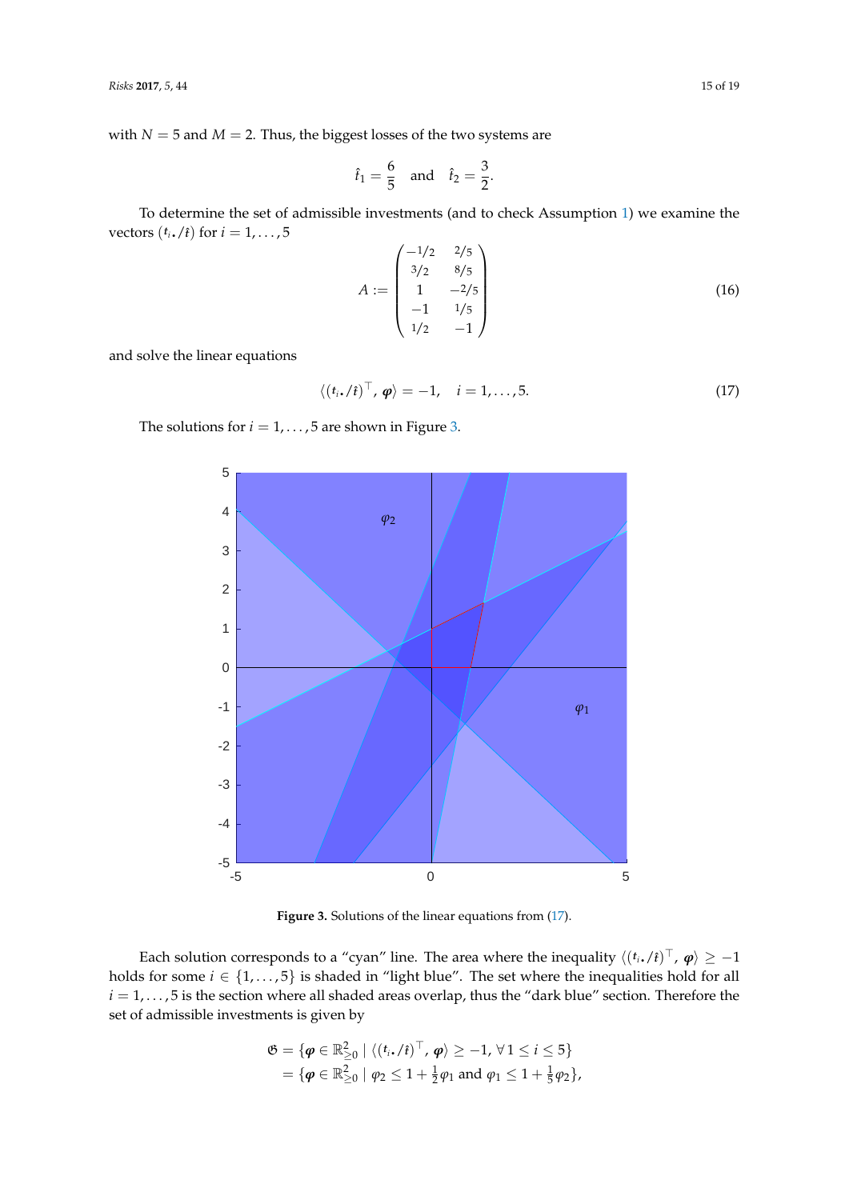with $N = 5$ and $M = 2$. Thus, the biggest losses of the two systems are

$$\hat{t}_1 = \frac{6}{5} \quad \text{and} \quad \hat{t}_2 = \frac{3}{2}.$$

To determine the set of admissible investments (and to check Assumption 1) we examine the vectors $(t_{i\bullet}/\hat{t})$ for $i = 1, \ldots, 5$

$$A := \begin{pmatrix} -1/2 & 2/5 \\ 3/2 & 8/5 \\ 1 & -2/5 \\ -1 & 1/5 \\ 1/2 & -1 \end{pmatrix} \tag{16}$$

and solve the linear equations

$$\langle (t_{i\bullet}/\hat{t})^\top, \boldsymbol{\varphi} \rangle = -1, \quad i = 1, \ldots, 5. \tag{17}$$

The solutions for $i = 1, \ldots, 5$ are shown in Figure 3.

**Figure 3.** Solutions of the linear equations from (17).

Each solution corresponds to a "cyan" line. The area where the inequality $\langle (t_{i\bullet}/\hat{t})^\top, \boldsymbol{\varphi} \rangle \geq -1$ holds for some $i \in \{1, \ldots, 5\}$ is shaded in "light blue". The set where the inequalities hold for all $i = 1, \ldots, 5$ is the section where all shaded areas overlap, thus the "dark blue" section. Therefore the set of admissible investments is given by

$$\begin{aligned} \mathfrak{G} &= \{\boldsymbol{\varphi} \in \mathbb{R}^2_{\geq 0} \mid \langle (t_{i\bullet}/\hat{t})^\top, \boldsymbol{\varphi} \rangle \geq -1, \forall\, 1 \leq i \leq 5\} \\ &= \{\boldsymbol{\varphi} \in \mathbb{R}^2_{\geq 0} \mid \varphi_2 \leq 1 + \tfrac{1}{2}\varphi_1 \text{ and } \varphi_1 \leq 1 + \tfrac{1}{5}\varphi_2\}, \end{aligned}$$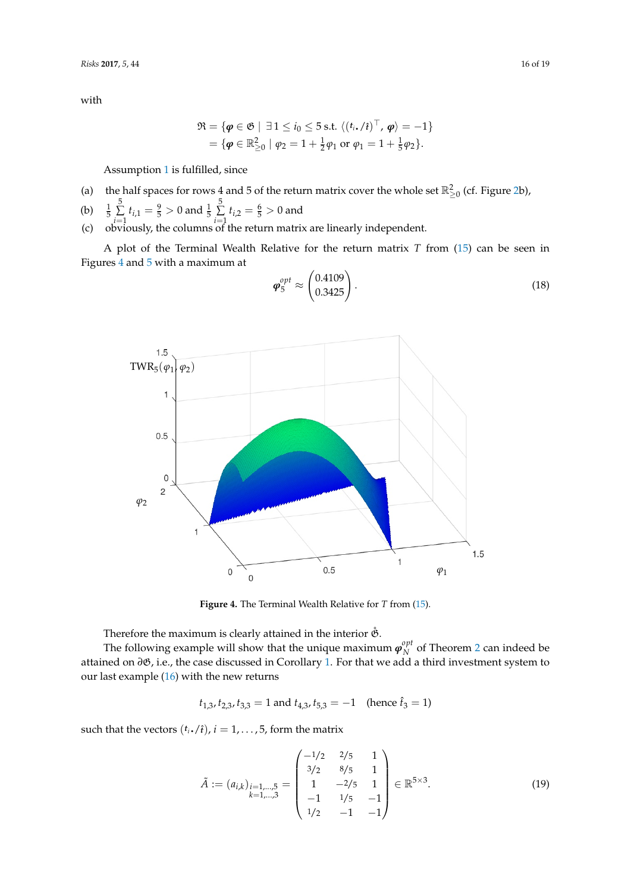with

$$
\begin{aligned}
\mathfrak{R} &= \{\boldsymbol{\varphi} \in \mathfrak{G} \mid \exists\, 1 \le i_0 \le 5 \text{ s.t. } \langle (t_{i\cdot}/\hat{t})^\top, \boldsymbol{\varphi} \rangle = -1\} \\
&= \{\boldsymbol{\varphi} \in \mathbb{R}^2_{\ge 0} \mid \varphi_2 = 1 + \tfrac{1}{2}\varphi_1 \text{ or } \varphi_1 = 1 + \tfrac{1}{5}\varphi_2\}.
\end{aligned}
$$

Assumption 1 is fulfilled, since

(a) the half spaces for rows 4 and 5 of the return matrix cover the whole set $\mathbb{R}^2_{\ge 0}$ (cf. Figure 2b),

(b) $\frac{1}{5}\sum_{i=1}^{5} t_{i,1} = \frac{9}{5} > 0$ and $\frac{1}{5}\sum_{i=1}^{5} t_{i,2} = \frac{6}{5} > 0$ and

(c) obviously, the columns of the return matrix are linearly independent.

A plot of the Terminal Wealth Relative for the return matrix $T$ from (15) can be seen in Figures 4 and 5 with a maximum at

$$
\boldsymbol{\varphi}_5^{opt} \approx \begin{pmatrix} 0.4109 \\ 0.3425 \end{pmatrix}. \tag{18}
$$

Figure 4. The Terminal Wealth Relative for $T$ from (15).

Therefore the maximum is clearly attained in the interior $\mathring{\mathfrak{G}}$.

The following example will show that the unique maximum $\boldsymbol{\varphi}_N^{opt}$ of Theorem 2 can indeed be attained on $\partial\mathfrak{G}$, i.e., the case discussed in Corollary 1. For that we add a third investment system to our last example (16) with the new returns

$$
t_{1,3}, t_{2,3}, t_{3,3} = 1 \text{ and } t_{4,3}, t_{5,3} = -1 \quad (\text{hence } \hat{t}_3 = 1)
$$

such that the vectors $(t_{i\cdot}/\hat{t})$, $i = 1, \ldots, 5$, form the matrix

$$
\tilde{A} := (a_{i,k})_{\substack{i=1,\ldots,5 \\ k=1,\ldots,3}} = \begin{pmatrix} -1/2 & 2/5 & 1 \\ 3/2 & 8/5 & 1 \\ 1 & -2/5 & 1 \\ -1 & 1/5 & -1 \\ 1/2 & -1 & -1 \end{pmatrix} \in \mathbb{R}^{5 \times 3}. \tag{19}
$$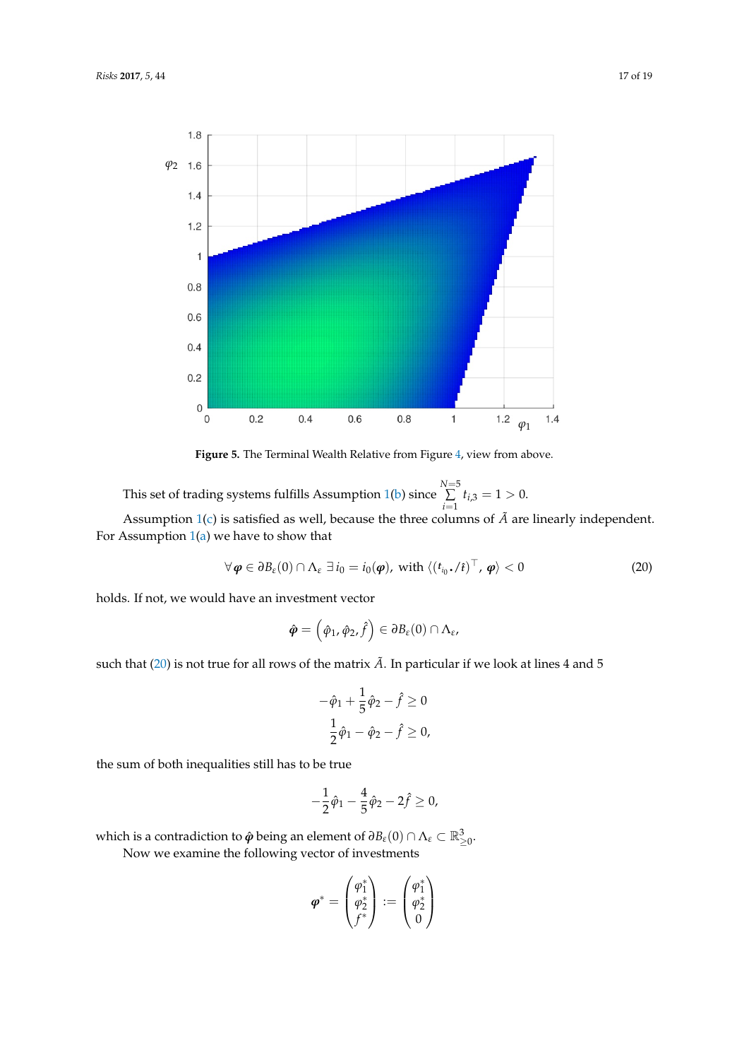**Figure 5.** The Terminal Wealth Relative from Figure 4, view from above.

This set of trading systems fulfills Assumption 1(b) since $\sum_{i=1}^{N=5} t_{i,3} = 1 > 0$.

Assumption 1(c) is satisfied as well, because the three columns of $\tilde{A}$ are linearly independent. For Assumption 1(a) we have to show that

$$\forall \boldsymbol{\varphi} \in \partial B_\varepsilon(0) \cap \Lambda_\varepsilon \; \exists i_0 = i_0(\boldsymbol{\varphi}), \text{ with } \langle (t_{i_0 \bullet}/\hat{t})^\top, \boldsymbol{\varphi} \rangle < 0 \tag{20}$$

holds. If not, we would have an investment vector

$$\hat{\boldsymbol{\varphi}} = \left(\hat{\varphi}_1, \hat{\varphi}_2, \hat{f}\right) \in \partial B_\varepsilon(0) \cap \Lambda_\varepsilon,$$

such that (20) is not true for all rows of the matrix $\tilde{A}$. In particular if we look at lines 4 and 5

$$-\hat{\varphi}_1 + \frac{1}{5}\hat{\varphi}_2 - \hat{f} \geq 0$$
$$\frac{1}{2}\hat{\varphi}_1 - \hat{\varphi}_2 - \hat{f} \geq 0,$$

the sum of both inequalities still has to be true

$$-\frac{1}{2}\hat{\varphi}_1 - \frac{4}{5}\hat{\varphi}_2 - 2\hat{f} \geq 0,$$

which is a contradiction to $\hat{\boldsymbol{\varphi}}$ being an element of $\partial B_\varepsilon(0) \cap \Lambda_\varepsilon \subset \mathbb{R}^3_{\geq 0}$.

Now we examine the following vector of investments

$$\boldsymbol{\varphi}^* = \begin{pmatrix} \varphi_1^* \\ \varphi_2^* \\ f^* \end{pmatrix} := \begin{pmatrix} \varphi_1^* \\ \varphi_2^* \\ 0 \end{pmatrix}$$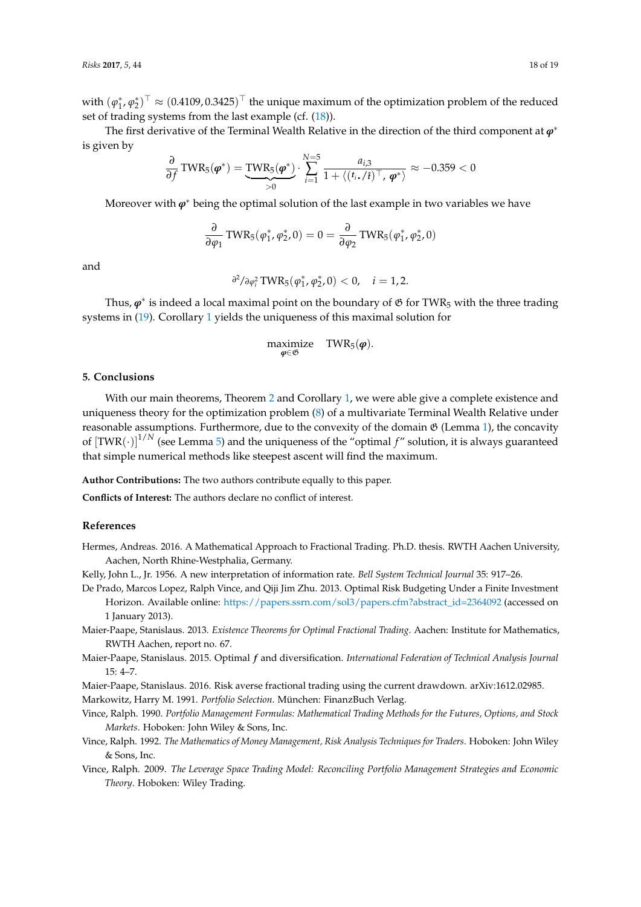with $(\varphi_1^*, \varphi_2^*)^\top \approx (0.4109, 0.3425)^\top$ the unique maximum of the optimization problem of the reduced set of trading systems from the last example (cf. (18)).

The first derivative of the Terminal Wealth Relative in the direction of the third component at $\boldsymbol{\varphi}^*$ is given by

$$\frac{\partial}{\partial f} \mathrm{TWR}_5(\boldsymbol{\varphi}^*) = \underbrace{\mathrm{TWR}_5(\boldsymbol{\varphi}^*)}_{>0} \cdot \sum_{i=1}^{N=5} \frac{a_{i,3}}{1 + \langle (t_{i\bullet}/\hat{t})^\top, \boldsymbol{\varphi}^* \rangle} \approx -0.359 < 0$$

Moreover with $\boldsymbol{\varphi}^*$ being the optimal solution of the last example in two variables we have

$$\frac{\partial}{\partial \varphi_1} \mathrm{TWR}_5(\varphi_1^*, \varphi_2^*, 0) = 0 = \frac{\partial}{\partial \varphi_2} \mathrm{TWR}_5(\varphi_1^*, \varphi_2^*, 0)$$

and

$$\partial^2/\partial \varphi_i^2 \, \mathrm{TWR}_5(\varphi_1^*, \varphi_2^*, 0) < 0, \quad i = 1, 2.$$

Thus, $\boldsymbol{\varphi}^*$ is indeed a local maximal point on the boundary of $\mathfrak{G}$ for $\mathrm{TWR}_5$ with the three trading systems in (19). Corollary 1 yields the uniqueness of this maximal solution for

$$\underset{\boldsymbol{\varphi} \in \mathfrak{G}}{\text{maximize}} \quad \mathrm{TWR}_5(\boldsymbol{\varphi}).$$

## 5. Conclusions

With our main theorems, Theorem 2 and Corollary 1, we were able give a complete existence and uniqueness theory for the optimization problem (8) of a multivariate Terminal Wealth Relative under reasonable assumptions. Furthermore, due to the convexity of the domain $\mathfrak{G}$ (Lemma 1), the concavity of $[\mathrm{TWR}(\cdot)]^{1/N}$ (see Lemma 5) and the uniqueness of the "optimal $f$" solution, it is always guaranteed that simple numerical methods like steepest ascent will find the maximum.

**Author Contributions:** The two authors contribute equally to this paper.

**Conflicts of Interest:** The authors declare no conflict of interest.

## References

Hermes, Andreas. 2016. A Mathematical Approach to Fractional Trading. Ph.D. thesis. RWTH Aachen University, Aachen, North Rhine-Westphalia, Germany.

Kelly, John L., Jr. 1956. A new interpretation of information rate. *Bell System Technical Journal* 35: 917–26.

De Prado, Marcos Lopez, Ralph Vince, and Qiji Jim Zhu. 2013. Optimal Risk Budgeting Under a Finite Investment Horizon. Available online: https://papers.ssrn.com/sol3/papers.cfm?abstract_id=2364092 (accessed on 1 January 2013).

Maier-Paape, Stanislaus. 2013. *Existence Theorems for Optimal Fractional Trading.* Aachen: Institute for Mathematics, RWTH Aachen, report no. 67.

Maier-Paape, Stanislaus. 2015. Optimal *f* and diversification. *International Federation of Technical Analysis Journal* 15: 4–7.

Maier-Paape, Stanislaus. 2016. Risk averse fractional trading using the current drawdown. arXiv:1612.02985.

Markowitz, Harry M. 1991. *Portfolio Selection.* München: FinanzBuch Verlag.

Vince, Ralph. 1990. *Portfolio Management Formulas: Mathematical Trading Methods for the Futures, Options, and Stock Markets*. Hoboken: John Wiley & Sons, Inc.

Vince, Ralph. 1992. *The Mathematics of Money Management, Risk Analysis Techniques for Traders*. Hoboken: John Wiley & Sons, Inc.

Vince, Ralph. 2009. *The Leverage Space Trading Model: Reconciling Portfolio Management Strategies and Economic Theory*. Hoboken: Wiley Trading.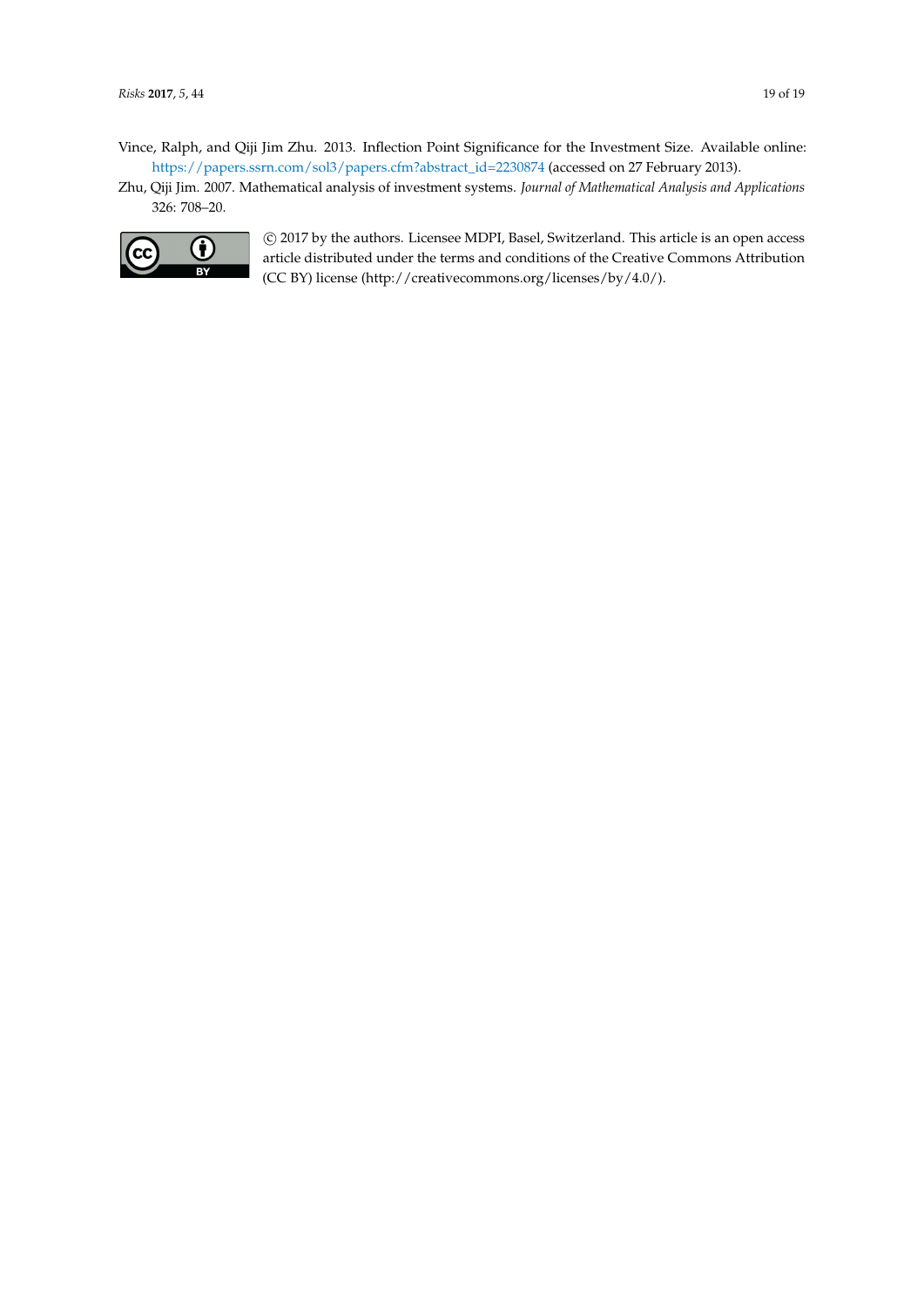Vince, Ralph, and Qiji Jim Zhu. 2013. Inflection Point Significance for the Investment Size. Available online: https://papers.ssrn.com/sol3/papers.cfm?abstract_id=2230874 (accessed on 27 February 2013).

Zhu, Qiji Jim. 2007. Mathematical analysis of investment systems. *Journal of Mathematical Analysis and Applications* 326: 708–20.

© 2017 by the authors. Licensee MDPI, Basel, Switzerland. This article is an open access article distributed under the terms and conditions of the Creative Commons Attribution (CC BY) license (http://creativecommons.org/licenses/by/4.0/).